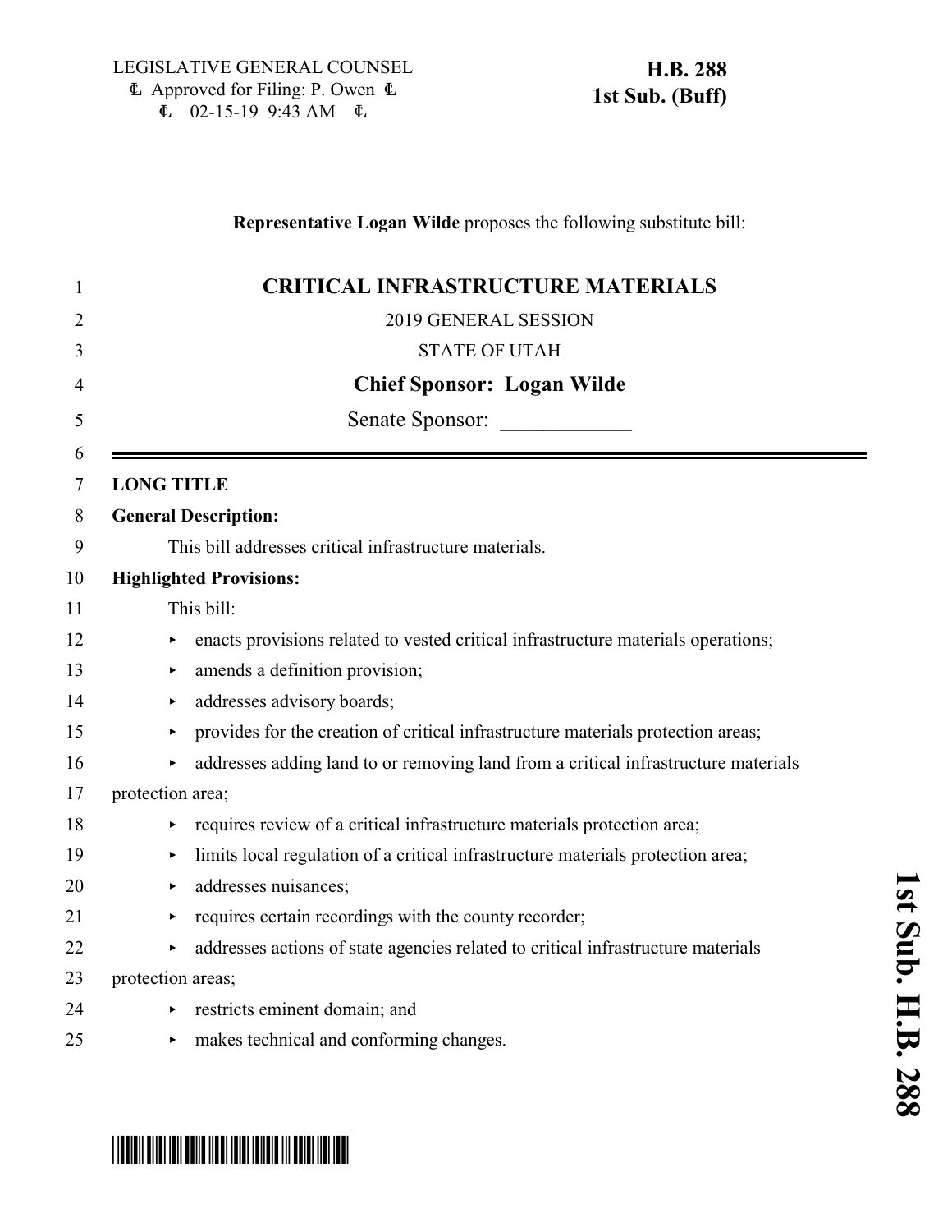LEGISLATIVE GENERAL COUNSEL
Approved for Filing: P. Owen
02-15-19 9:43 AM

**H.B. 288**
**1st Sub. (Buff)**

**Representative Logan Wilde** proposes the following substitute bill:

# CRITICAL INFRASTRUCTURE MATERIALS

2019 GENERAL SESSION

STATE OF UTAH

**Chief Sponsor: Logan Wilde**

Senate Sponsor: ____________

**LONG TITLE**

**General Description:**

This bill addresses critical infrastructure materials.

**Highlighted Provisions:**

This bill:

- enacts provisions related to vested critical infrastructure materials operations;
- amends a definition provision;
- addresses advisory boards;
- provides for the creation of critical infrastructure materials protection areas;
- addresses adding land to or removing land from a critical infrastructure materials protection area;
- requires review of a critical infrastructure materials protection area;
- limits local regulation of a critical infrastructure materials protection area;
- addresses nuisances;
- requires certain recordings with the county recorder;
- addresses actions of state agencies related to critical infrastructure materials protection areas;
- restricts eminent domain; and
- makes technical and conforming changes.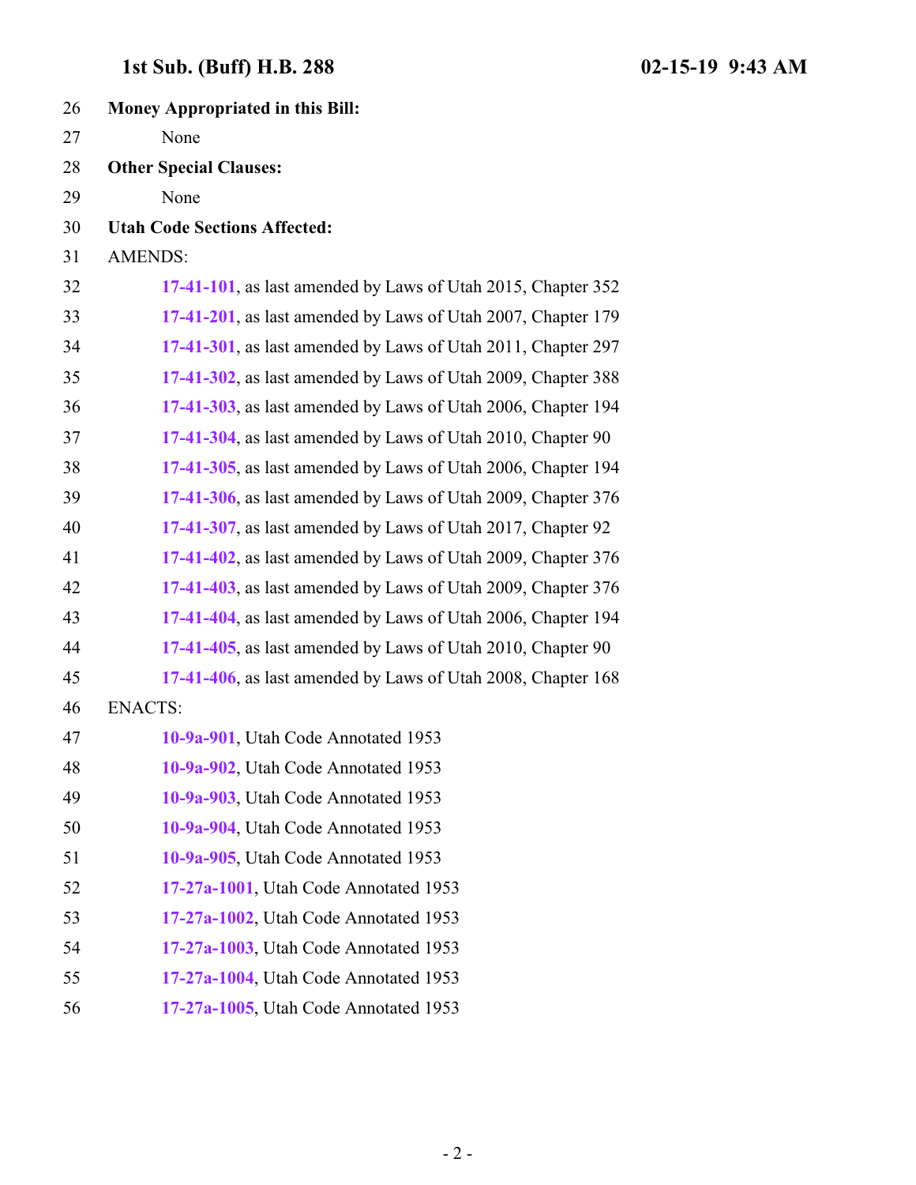**Money Appropriated in this Bill:**

None

**Other Special Clauses:**

None

**Utah Code Sections Affected:**

AMENDS:

**17-41-101**, as last amended by Laws of Utah 2015, Chapter 352

**17-41-201**, as last amended by Laws of Utah 2007, Chapter 179

**17-41-301**, as last amended by Laws of Utah 2011, Chapter 297

**17-41-302**, as last amended by Laws of Utah 2009, Chapter 388

**17-41-303**, as last amended by Laws of Utah 2006, Chapter 194

**17-41-304**, as last amended by Laws of Utah 2010, Chapter 90

**17-41-305**, as last amended by Laws of Utah 2006, Chapter 194

**17-41-306**, as last amended by Laws of Utah 2009, Chapter 376

**17-41-307**, as last amended by Laws of Utah 2017, Chapter 92

**17-41-402**, as last amended by Laws of Utah 2009, Chapter 376

**17-41-403**, as last amended by Laws of Utah 2009, Chapter 376

**17-41-404**, as last amended by Laws of Utah 2006, Chapter 194

**17-41-405**, as last amended by Laws of Utah 2010, Chapter 90

**17-41-406**, as last amended by Laws of Utah 2008, Chapter 168

ENACTS:

**10-9a-901**, Utah Code Annotated 1953

**10-9a-902**, Utah Code Annotated 1953

**10-9a-903**, Utah Code Annotated 1953

**10-9a-904**, Utah Code Annotated 1953

**10-9a-905**, Utah Code Annotated 1953

**17-27a-1001**, Utah Code Annotated 1953

**17-27a-1002**, Utah Code Annotated 1953

**17-27a-1003**, Utah Code Annotated 1953

**17-27a-1004**, Utah Code Annotated 1953

**17-27a-1005**, Utah Code Annotated 1953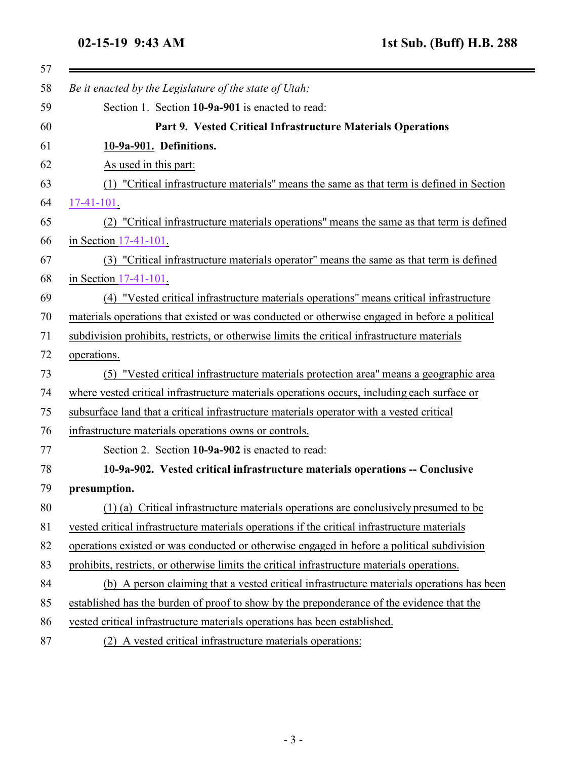*Be it enacted by the Legislature of the state of Utah:*

Section 1. Section **10-9a-901** is enacted to read:

**Part 9. Vested Critical Infrastructure Materials Operations**

**10-9a-901. Definitions.**

As used in this part:

(1) "Critical infrastructure materials" means the same as that term is defined in Section 17-41-101.

(2) "Critical infrastructure materials operations" means the same as that term is defined in Section 17-41-101.

(3) "Critical infrastructure materials operator" means the same as that term is defined in Section 17-41-101.

(4) "Vested critical infrastructure materials operations" means critical infrastructure materials operations that existed or was conducted or otherwise engaged in before a political subdivision prohibits, restricts, or otherwise limits the critical infrastructure materials operations.

(5) "Vested critical infrastructure materials protection area" means a geographic area where vested critical infrastructure materials operations occurs, including each surface or subsurface land that a critical infrastructure materials operator with a vested critical infrastructure materials operations owns or controls.

Section 2. Section **10-9a-902** is enacted to read:

**10-9a-902. Vested critical infrastructure materials operations -- Conclusive presumption.**

(1) (a) Critical infrastructure materials operations are conclusively presumed to be vested critical infrastructure materials operations if the critical infrastructure materials operations existed or was conducted or otherwise engaged in before a political subdivision prohibits, restricts, or otherwise limits the critical infrastructure materials operations.

(b) A person claiming that a vested critical infrastructure materials operations has been established has the burden of proof to show by the preponderance of the evidence that the vested critical infrastructure materials operations has been established.

(2) A vested critical infrastructure materials operations: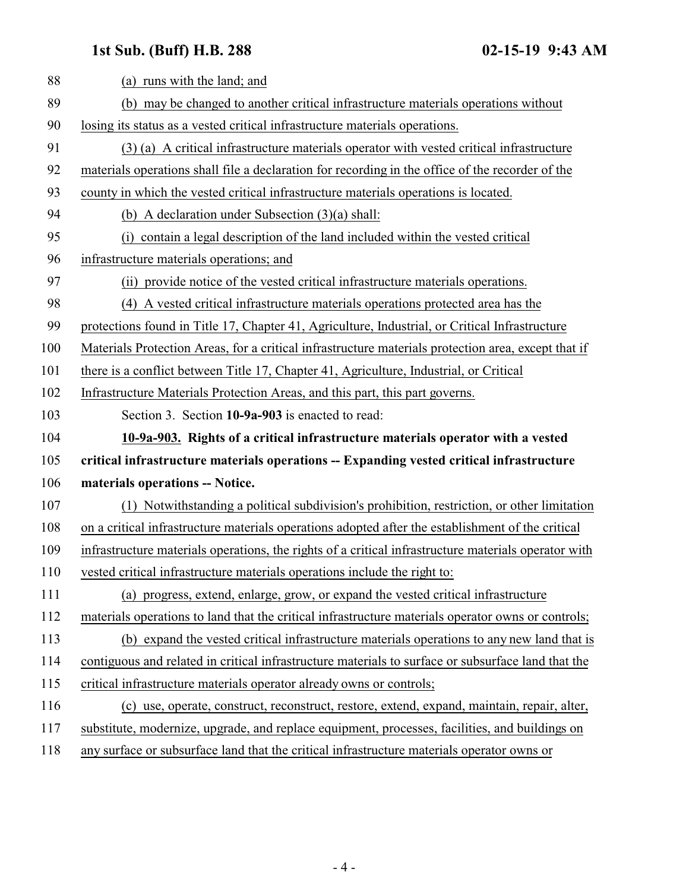(a) runs with the land; and

(b) may be changed to another critical infrastructure materials operations without losing its status as a vested critical infrastructure materials operations.

(3) (a) A critical infrastructure materials operator with vested critical infrastructure materials operations shall file a declaration for recording in the office of the recorder of the county in which the vested critical infrastructure materials operations is located.

(b) A declaration under Subsection (3)(a) shall:

(i) contain a legal description of the land included within the vested critical infrastructure materials operations; and

(ii) provide notice of the vested critical infrastructure materials operations.

(4) A vested critical infrastructure materials operations protected area has the protections found in Title 17, Chapter 41, Agriculture, Industrial, or Critical Infrastructure Materials Protection Areas, for a critical infrastructure materials protection area, except that if there is a conflict between Title 17, Chapter 41, Agriculture, Industrial, or Critical Infrastructure Materials Protection Areas, and this part, this part governs.

Section 3. Section **10-9a-903** is enacted to read:

**10-9a-903. Rights of a critical infrastructure materials operator with a vested critical infrastructure materials operations -- Expanding vested critical infrastructure materials operations -- Notice.**

(1) Notwithstanding a political subdivision's prohibition, restriction, or other limitation on a critical infrastructure materials operations adopted after the establishment of the critical infrastructure materials operations, the rights of a critical infrastructure materials operator with vested critical infrastructure materials operations include the right to:

(a) progress, extend, enlarge, grow, or expand the vested critical infrastructure materials operations to land that the critical infrastructure materials operator owns or controls;

(b) expand the vested critical infrastructure materials operations to any new land that is contiguous and related in critical infrastructure materials to surface or subsurface land that the critical infrastructure materials operator already owns or controls;

(c) use, operate, construct, reconstruct, restore, extend, expand, maintain, repair, alter, substitute, modernize, upgrade, and replace equipment, processes, facilities, and buildings on any surface or subsurface land that the critical infrastructure materials operator owns or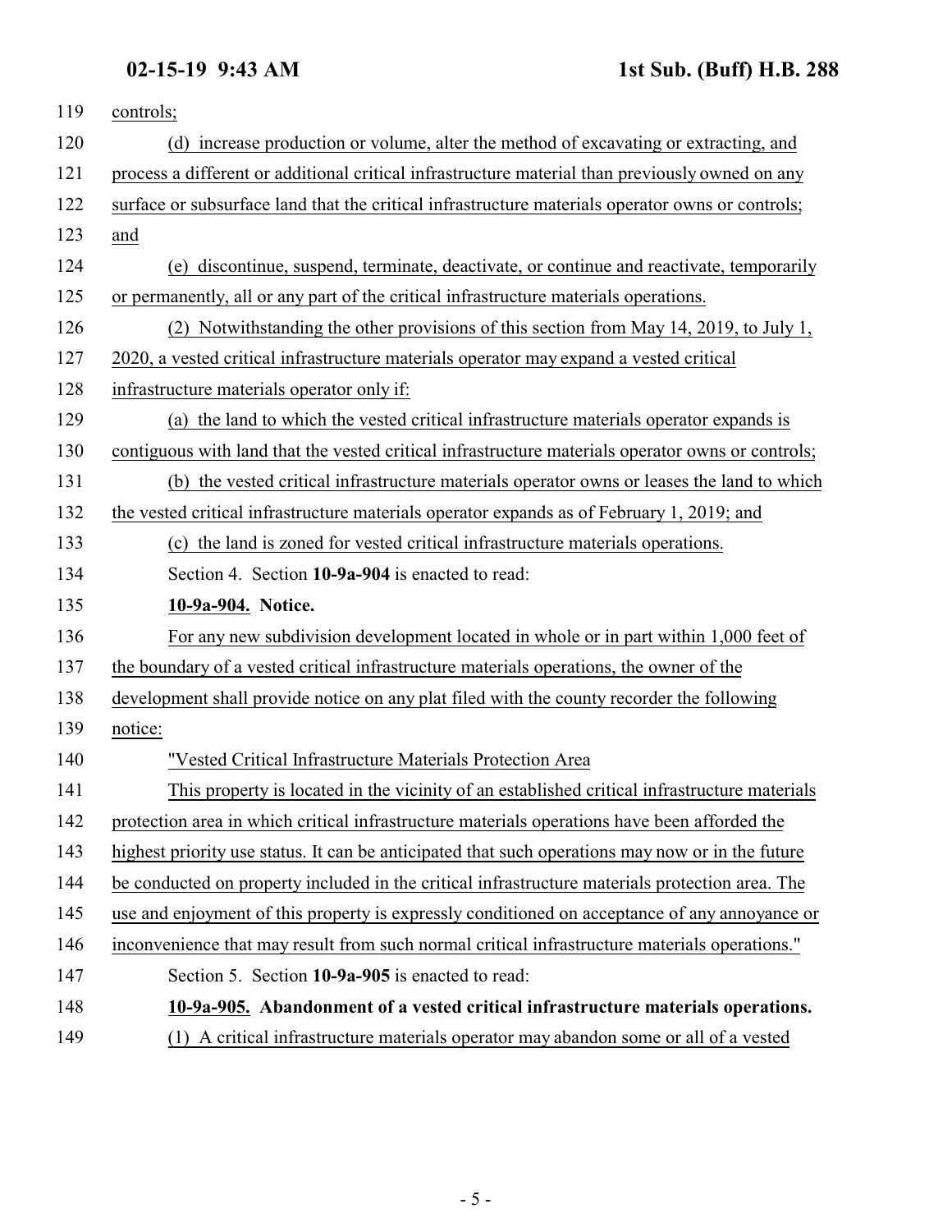controls;

(d) increase production or volume, alter the method of excavating or extracting, and process a different or additional critical infrastructure material than previously owned on any surface or subsurface land that the critical infrastructure materials operator owns or controls; and

(e) discontinue, suspend, terminate, deactivate, or continue and reactivate, temporarily or permanently, all or any part of the critical infrastructure materials operations.

(2) Notwithstanding the other provisions of this section from May 14, 2019, to July 1, 2020, a vested critical infrastructure materials operator may expand a vested critical infrastructure materials operator only if:

(a) the land to which the vested critical infrastructure materials operator expands is contiguous with land that the vested critical infrastructure materials operator owns or controls;

(b) the vested critical infrastructure materials operator owns or leases the land to which the vested critical infrastructure materials operator expands as of February 1, 2019; and

(c) the land is zoned for vested critical infrastructure materials operations.

Section 4. Section **10-9a-904** is enacted to read:

**10-9a-904. Notice.**

For any new subdivision development located in whole or in part within 1,000 feet of the boundary of a vested critical infrastructure materials operations, the owner of the development shall provide notice on any plat filed with the county recorder the following notice:

"Vested Critical Infrastructure Materials Protection Area

This property is located in the vicinity of an established critical infrastructure materials protection area in which critical infrastructure materials operations have been afforded the highest priority use status. It can be anticipated that such operations may now or in the future be conducted on property included in the critical infrastructure materials protection area. The use and enjoyment of this property is expressly conditioned on acceptance of any annoyance or inconvenience that may result from such normal critical infrastructure materials operations."

Section 5. Section **10-9a-905** is enacted to read:

**10-9a-905. Abandonment of a vested critical infrastructure materials operations.**

(1) A critical infrastructure materials operator may abandon some or all of a vested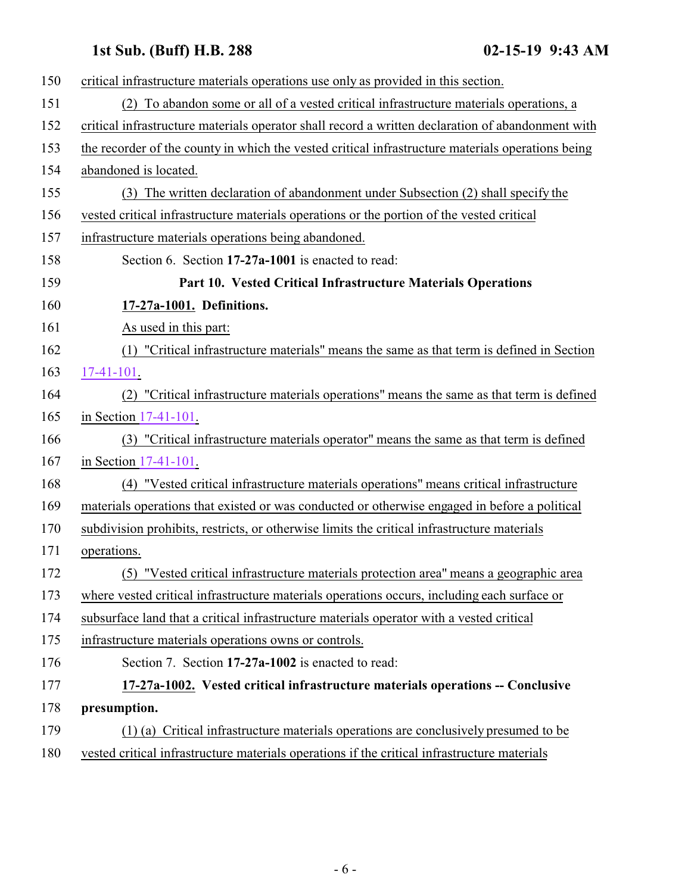critical infrastructure materials operations use only as provided in this section.

(2) To abandon some or all of a vested critical infrastructure materials operations, a critical infrastructure materials operator shall record a written declaration of abandonment with the recorder of the county in which the vested critical infrastructure materials operations being abandoned is located.

(3) The written declaration of abandonment under Subsection (2) shall specify the vested critical infrastructure materials operations or the portion of the vested critical infrastructure materials operations being abandoned.

Section 6. Section **17-27a-1001** is enacted to read:

## Part 10. Vested Critical Infrastructure Materials Operations

**17-27a-1001. Definitions.**

As used in this part:

(1) "Critical infrastructure materials" means the same as that term is defined in Section 17-41-101.

(2) "Critical infrastructure materials operations" means the same as that term is defined in Section 17-41-101.

(3) "Critical infrastructure materials operator" means the same as that term is defined in Section 17-41-101.

(4) "Vested critical infrastructure materials operations" means critical infrastructure materials operations that existed or was conducted or otherwise engaged in before a political subdivision prohibits, restricts, or otherwise limits the critical infrastructure materials operations.

(5) "Vested critical infrastructure materials protection area" means a geographic area where vested critical infrastructure materials operations occurs, including each surface or subsurface land that a critical infrastructure materials operator with a vested critical infrastructure materials operations owns or controls.

Section 7. Section **17-27a-1002** is enacted to read:

**17-27a-1002. Vested critical infrastructure materials operations -- Conclusive presumption.**

(1) (a) Critical infrastructure materials operations are conclusively presumed to be vested critical infrastructure materials operations if the critical infrastructure materials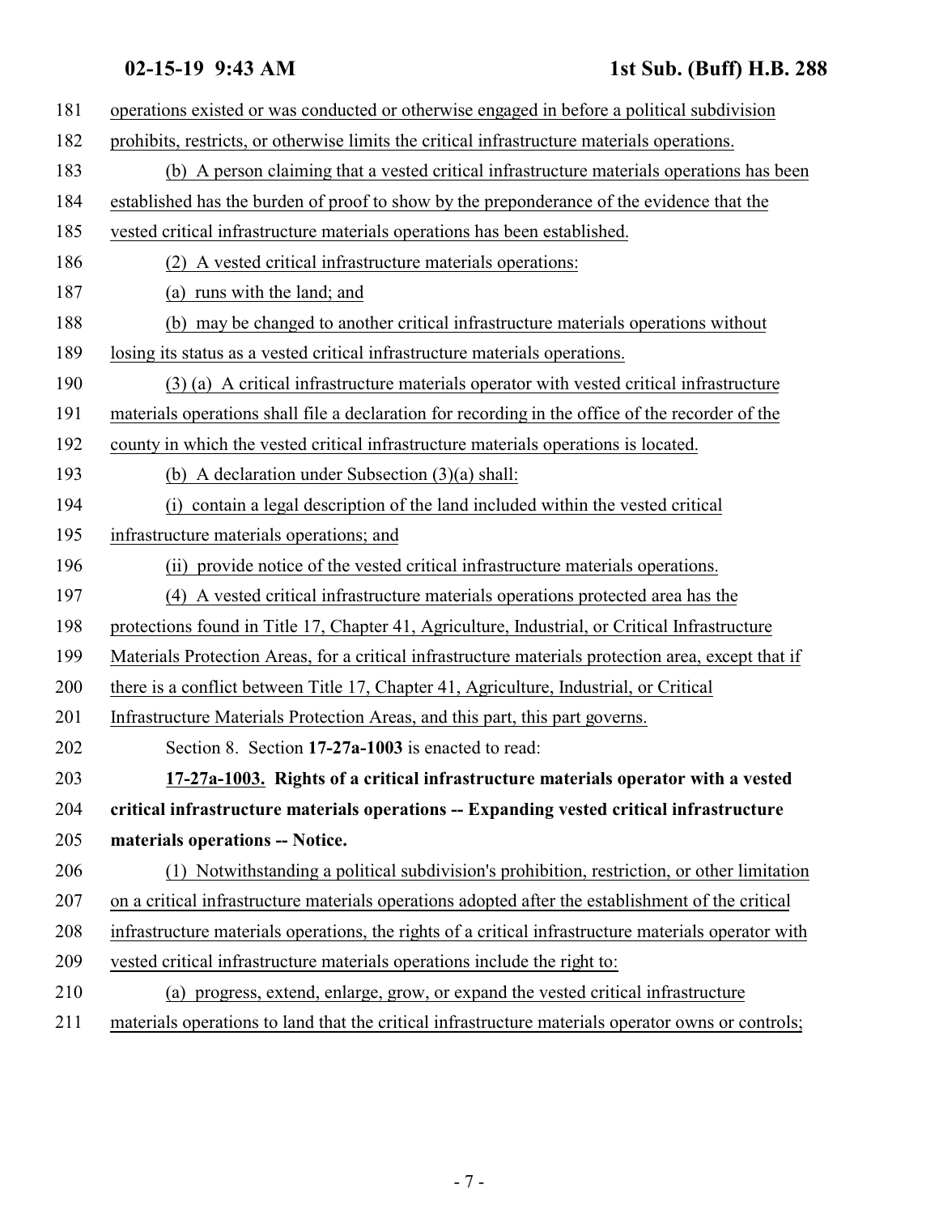operations existed or was conducted or otherwise engaged in before a political subdivision prohibits, restricts, or otherwise limits the critical infrastructure materials operations.

(b) A person claiming that a vested critical infrastructure materials operations has been established has the burden of proof to show by the preponderance of the evidence that the vested critical infrastructure materials operations has been established.

(2) A vested critical infrastructure materials operations:

(a) runs with the land; and

(b) may be changed to another critical infrastructure materials operations without losing its status as a vested critical infrastructure materials operations.

(3) (a) A critical infrastructure materials operator with vested critical infrastructure materials operations shall file a declaration for recording in the office of the recorder of the county in which the vested critical infrastructure materials operations is located.

(b) A declaration under Subsection (3)(a) shall:

(i) contain a legal description of the land included within the vested critical infrastructure materials operations; and

(ii) provide notice of the vested critical infrastructure materials operations.

(4) A vested critical infrastructure materials operations protected area has the protections found in Title 17, Chapter 41, Agriculture, Industrial, or Critical Infrastructure Materials Protection Areas, for a critical infrastructure materials protection area, except that if there is a conflict between Title 17, Chapter 41, Agriculture, Industrial, or Critical Infrastructure Materials Protection Areas, and this part, this part governs.

Section 8. Section **17-27a-1003** is enacted to read:

**17-27a-1003. Rights of a critical infrastructure materials operator with a vested critical infrastructure materials operations -- Expanding vested critical infrastructure materials operations -- Notice.**

(1) Notwithstanding a political subdivision's prohibition, restriction, or other limitation on a critical infrastructure materials operations adopted after the establishment of the critical infrastructure materials operations, the rights of a critical infrastructure materials operator with vested critical infrastructure materials operations include the right to:

(a) progress, extend, enlarge, grow, or expand the vested critical infrastructure materials operations to land that the critical infrastructure materials operator owns or controls;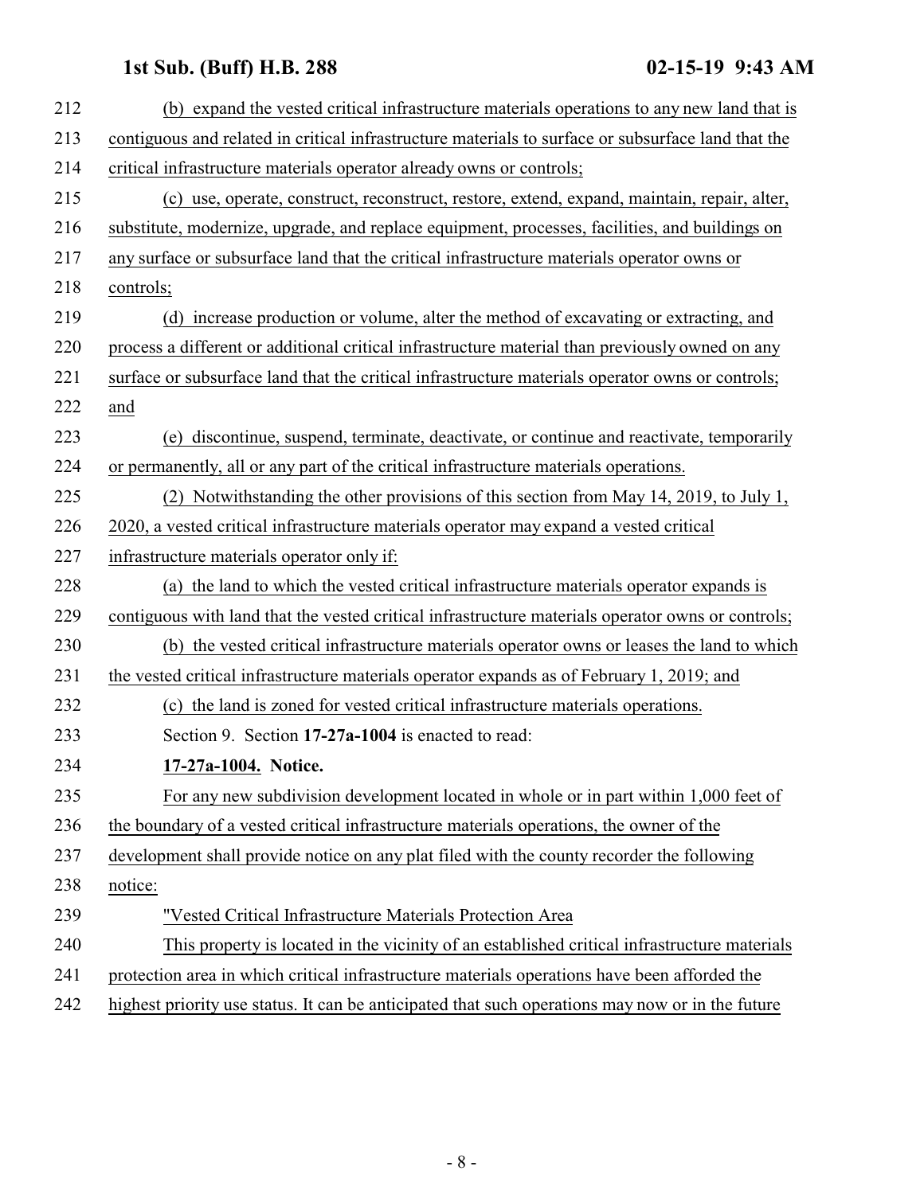(b) expand the vested critical infrastructure materials operations to any new land that is contiguous and related in critical infrastructure materials to surface or subsurface land that the critical infrastructure materials operator already owns or controls;

(c) use, operate, construct, reconstruct, restore, extend, expand, maintain, repair, alter, substitute, modernize, upgrade, and replace equipment, processes, facilities, and buildings on any surface or subsurface land that the critical infrastructure materials operator owns or controls;

(d) increase production or volume, alter the method of excavating or extracting, and process a different or additional critical infrastructure material than previously owned on any surface or subsurface land that the critical infrastructure materials operator owns or controls; and

(e) discontinue, suspend, terminate, deactivate, or continue and reactivate, temporarily or permanently, all or any part of the critical infrastructure materials operations.

(2) Notwithstanding the other provisions of this section from May 14, 2019, to July 1, 2020, a vested critical infrastructure materials operator may expand a vested critical infrastructure materials operator only if:

(a) the land to which the vested critical infrastructure materials operator expands is contiguous with land that the vested critical infrastructure materials operator owns or controls;

(b) the vested critical infrastructure materials operator owns or leases the land to which the vested critical infrastructure materials operator expands as of February 1, 2019; and

(c) the land is zoned for vested critical infrastructure materials operations.

Section 9. Section **17-27a-1004** is enacted to read:

**17-27a-1004. Notice.**

For any new subdivision development located in whole or in part within 1,000 feet of the boundary of a vested critical infrastructure materials operations, the owner of the development shall provide notice on any plat filed with the county recorder the following notice:

"Vested Critical Infrastructure Materials Protection Area

This property is located in the vicinity of an established critical infrastructure materials protection area in which critical infrastructure materials operations have been afforded the highest priority use status. It can be anticipated that such operations may now or in the future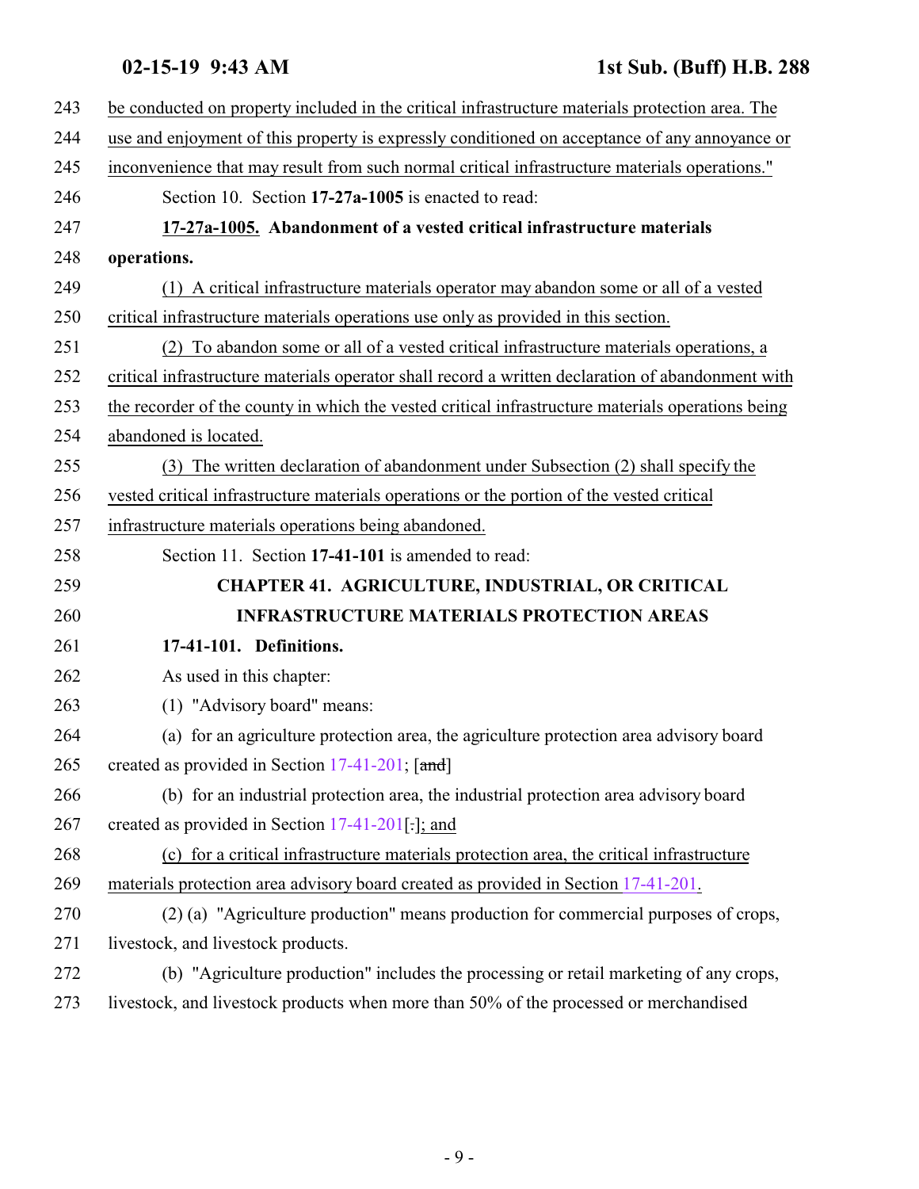be conducted on property included in the critical infrastructure materials protection area. The use and enjoyment of this property is expressly conditioned on acceptance of any annoyance or inconvenience that may result from such normal critical infrastructure materials operations."

Section 10. Section **17-27a-1005** is enacted to read:

**17-27a-1005. Abandonment of a vested critical infrastructure materials operations.**

(1) A critical infrastructure materials operator may abandon some or all of a vested critical infrastructure materials operations use only as provided in this section.

(2) To abandon some or all of a vested critical infrastructure materials operations, a critical infrastructure materials operator shall record a written declaration of abandonment with the recorder of the county in which the vested critical infrastructure materials operations being abandoned is located.

(3) The written declaration of abandonment under Subsection (2) shall specify the vested critical infrastructure materials operations or the portion of the vested critical infrastructure materials operations being abandoned.

Section 11. Section **17-41-101** is amended to read:

**CHAPTER 41. AGRICULTURE, INDUSTRIAL, OR CRITICAL INFRASTRUCTURE MATERIALS PROTECTION AREAS**

**17-41-101. Definitions.**

As used in this chapter:

(1) "Advisory board" means:

(a) for an agriculture protection area, the agriculture protection area advisory board created as provided in Section 17-41-201; [and]

(b) for an industrial protection area, the industrial protection area advisory board created as provided in Section 17-41-201[.]; and

(c) for a critical infrastructure materials protection area, the critical infrastructure materials protection area advisory board created as provided in Section 17-41-201.

(2) (a) "Agriculture production" means production for commercial purposes of crops, livestock, and livestock products.

(b) "Agriculture production" includes the processing or retail marketing of any crops, livestock, and livestock products when more than 50% of the processed or merchandised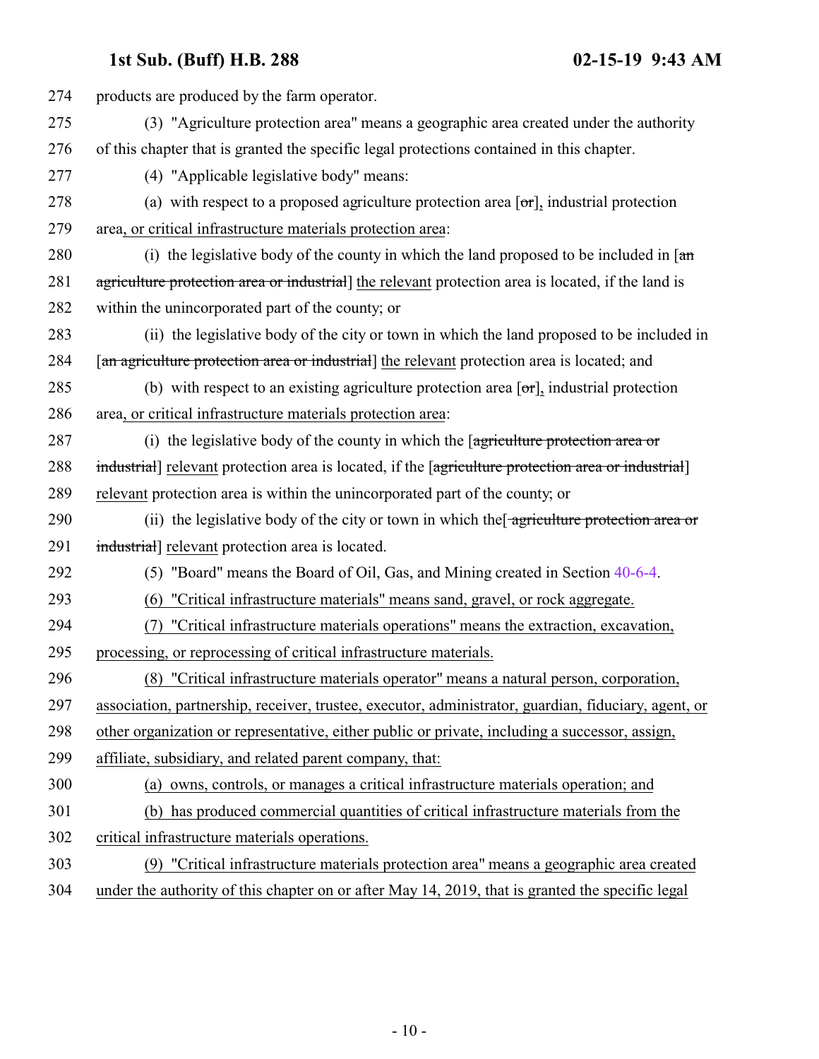274 products are produced by the farm operator.

275 (3) "Agriculture protection area" means a geographic area created under the authority

276 of this chapter that is granted the specific legal protections contained in this chapter.

277 (4) "Applicable legislative body" means:

278 (a) with respect to a proposed agriculture protection area [~~or~~], industrial protection

279 area, or critical infrastructure materials protection area:

280 (i) the legislative body of the county in which the land proposed to be included in [~~an~~

281 ~~agriculture protection area or industrial~~] the relevant protection area is located, if the land is

282 within the unincorporated part of the county; or

283 (ii) the legislative body of the city or town in which the land proposed to be included in

284 [~~an agriculture protection area or industrial~~] the relevant protection area is located; and

285 (b) with respect to an existing agriculture protection area [~~or~~], industrial protection

286 area, or critical infrastructure materials protection area:

287 (i) the legislative body of the county in which the [~~agriculture protection area or~~

288 ~~industrial~~] relevant protection area is located, if the [~~agriculture protection area or industrial~~]

289 relevant protection area is within the unincorporated part of the county; or

290 (ii) the legislative body of the city or town in which the[~~ agriculture protection area or~~

291 ~~industrial~~] relevant protection area is located.

292 (5) "Board" means the Board of Oil, Gas, and Mining created in Section 40-6-4.

293 (6) "Critical infrastructure materials" means sand, gravel, or rock aggregate.

294 (7) "Critical infrastructure materials operations" means the extraction, excavation,

295 processing, or reprocessing of critical infrastructure materials.

296 (8) "Critical infrastructure materials operator" means a natural person, corporation,

297 association, partnership, receiver, trustee, executor, administrator, guardian, fiduciary, agent, or

298 other organization or representative, either public or private, including a successor, assign,

299 affiliate, subsidiary, and related parent company, that:

300 (a) owns, controls, or manages a critical infrastructure materials operation; and

301 (b) has produced commercial quantities of critical infrastructure materials from the

302 critical infrastructure materials operations.

303 (9) "Critical infrastructure materials protection area" means a geographic area created

304 under the authority of this chapter on or after May 14, 2019, that is granted the specific legal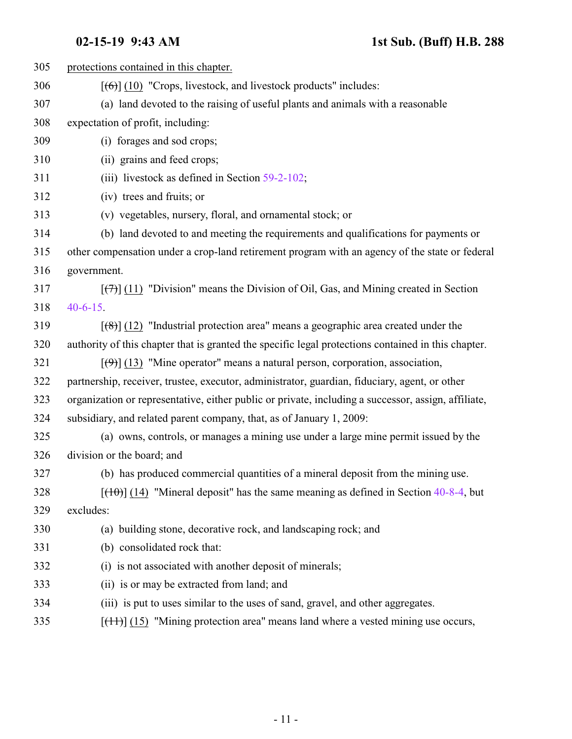305 protections contained in this chapter.

306 [(6)] (10) "Crops, livestock, and livestock products" includes:

307 (a) land devoted to the raising of useful plants and animals with a reasonable

308 expectation of profit, including:

309 (i) forages and sod crops;

310 (ii) grains and feed crops;

311 (iii) livestock as defined in Section 59-2-102;

312 (iv) trees and fruits; or

313 (v) vegetables, nursery, floral, and ornamental stock; or

314 (b) land devoted to and meeting the requirements and qualifications for payments or

315 other compensation under a crop-land retirement program with an agency of the state or federal

316 government.

317 [(7)] (11) "Division" means the Division of Oil, Gas, and Mining created in Section

318 40-6-15.

319 [(8)] (12) "Industrial protection area" means a geographic area created under the

320 authority of this chapter that is granted the specific legal protections contained in this chapter.

321 [(9)] (13) "Mine operator" means a natural person, corporation, association,

322 partnership, receiver, trustee, executor, administrator, guardian, fiduciary, agent, or other

323 organization or representative, either public or private, including a successor, assign, affiliate,

324 subsidiary, and related parent company, that, as of January 1, 2009:

325 (a) owns, controls, or manages a mining use under a large mine permit issued by the

326 division or the board; and

327 (b) has produced commercial quantities of a mineral deposit from the mining use.

328 [(10)] (14) "Mineral deposit" has the same meaning as defined in Section 40-8-4, but

329 excludes:

330 (a) building stone, decorative rock, and landscaping rock; and

331 (b) consolidated rock that:

332 (i) is not associated with another deposit of minerals;

333 (ii) is or may be extracted from land; and

334 (iii) is put to uses similar to the uses of sand, gravel, and other aggregates.

335 [(11)] (15) "Mining protection area" means land where a vested mining use occurs,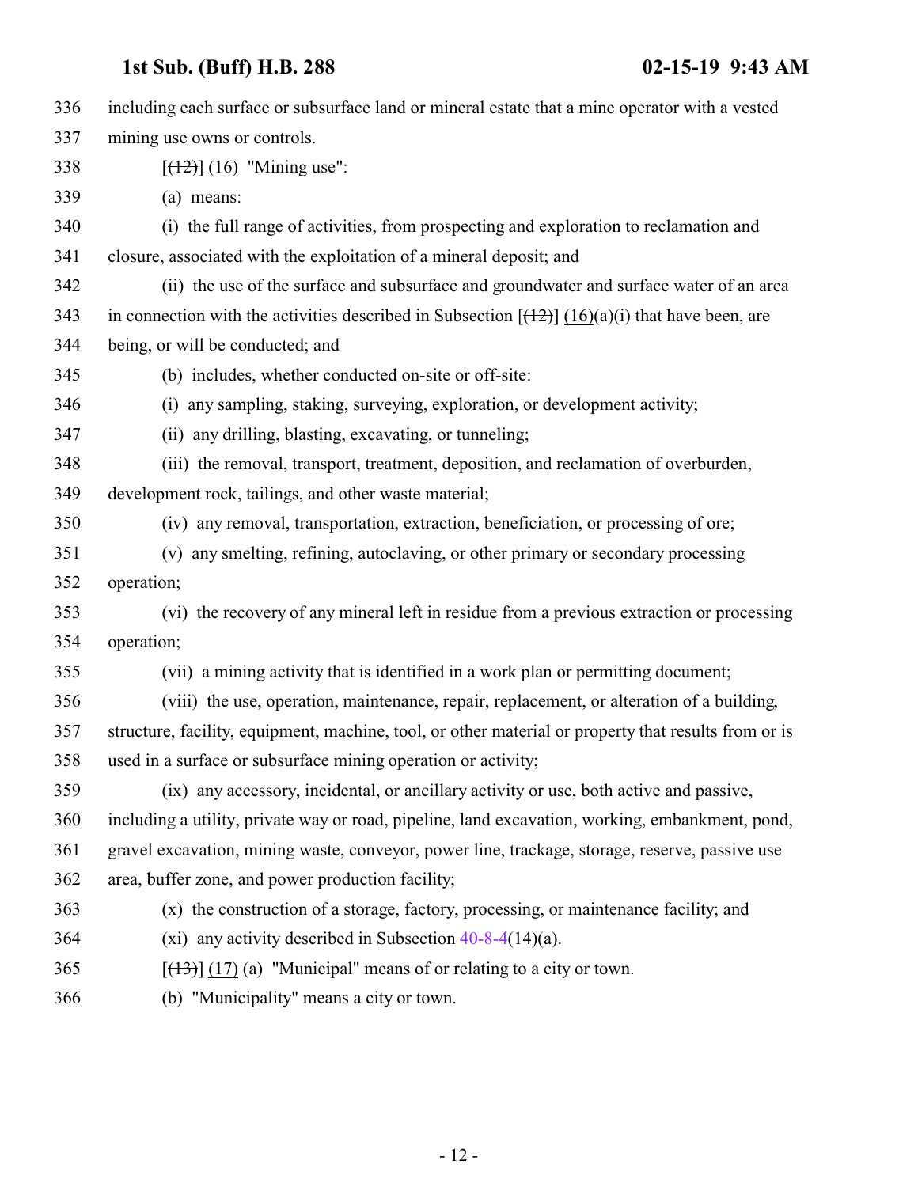336 including each surface or subsurface land or mineral estate that a mine operator with a vested
337 mining use owns or controls.

338 [~~(12)~~] (16) "Mining use":

339 (a) means:

340 (i) the full range of activities, from prospecting and exploration to reclamation and
341 closure, associated with the exploitation of a mineral deposit; and

342 (ii) the use of the surface and subsurface and groundwater and surface water of an area
343 in connection with the activities described in Subsection [~~(12)~~] (16)(a)(i) that have been, are
344 being, or will be conducted; and

345 (b) includes, whether conducted on-site or off-site:

346 (i) any sampling, staking, surveying, exploration, or development activity;

347 (ii) any drilling, blasting, excavating, or tunneling;

348 (iii) the removal, transport, treatment, deposition, and reclamation of overburden,
349 development rock, tailings, and other waste material;

350 (iv) any removal, transportation, extraction, beneficiation, or processing of ore;

351 (v) any smelting, refining, autoclaving, or other primary or secondary processing
352 operation;

353 (vi) the recovery of any mineral left in residue from a previous extraction or processing
354 operation;

355 (vii) a mining activity that is identified in a work plan or permitting document;

356 (viii) the use, operation, maintenance, repair, replacement, or alteration of a building,
357 structure, facility, equipment, machine, tool, or other material or property that results from or is
358 used in a surface or subsurface mining operation or activity;

359 (ix) any accessory, incidental, or ancillary activity or use, both active and passive,
360 including a utility, private way or road, pipeline, land excavation, working, embankment, pond,
361 gravel excavation, mining waste, conveyor, power line, trackage, storage, reserve, passive use
362 area, buffer zone, and power production facility;

363 (x) the construction of a storage, factory, processing, or maintenance facility; and

364 (xi) any activity described in Subsection 40-8-4(14)(a).

365 [~~(13)~~] (17) (a) "Municipal" means of or relating to a city or town.

366 (b) "Municipality" means a city or town.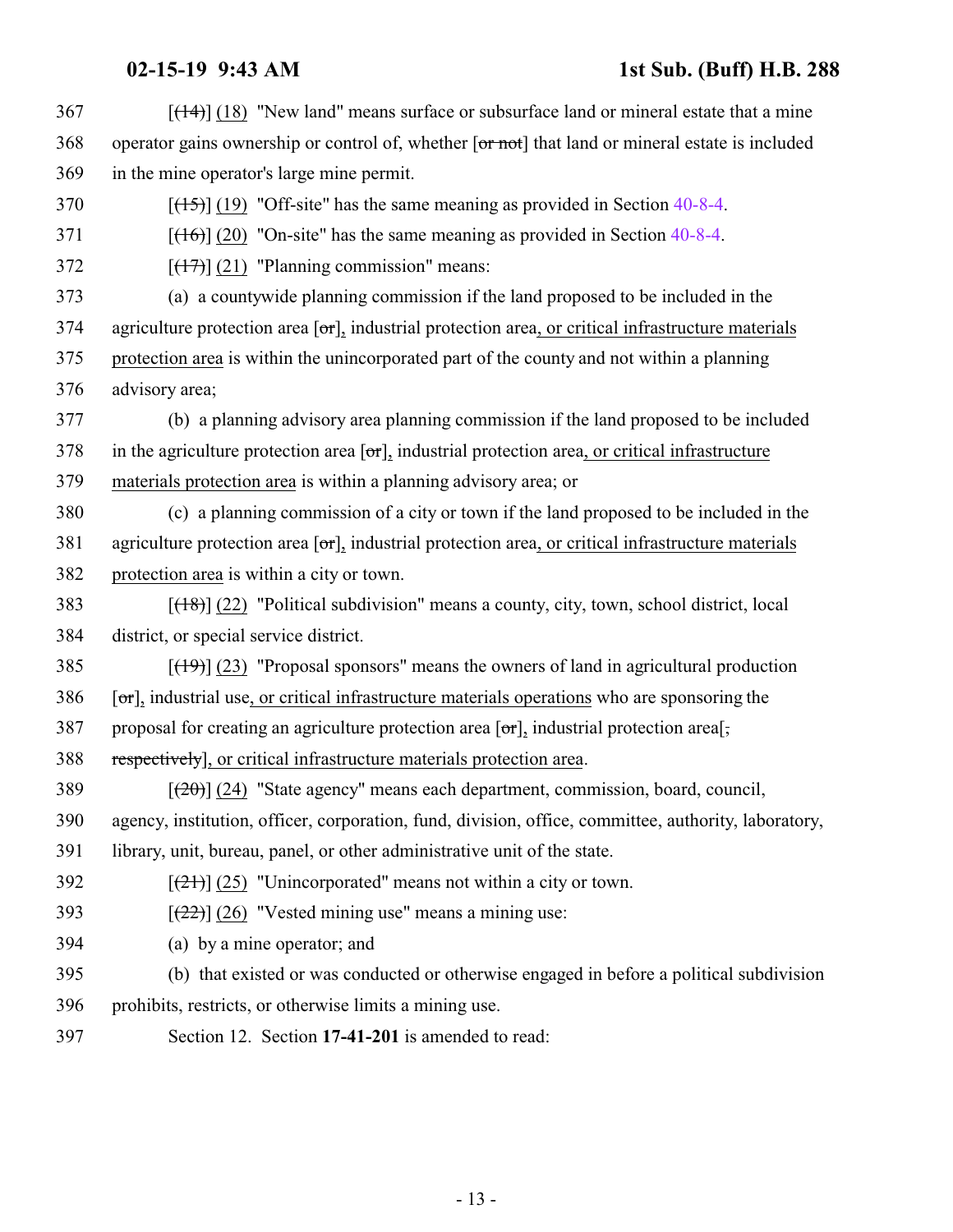367 [(14)] (18) "New land" means surface or subsurface land or mineral estate that a mine
368 operator gains ownership or control of, whether [or not] that land or mineral estate is included
369 in the mine operator's large mine permit.
370 [(15)] (19) "Off-site" has the same meaning as provided in Section 40-8-4.
371 [(16)] (20) "On-site" has the same meaning as provided in Section 40-8-4.
372 [(17)] (21) "Planning commission" means:
373 (a) a countywide planning commission if the land proposed to be included in the
374 agriculture protection area [or], industrial protection area, or critical infrastructure materials
375 protection area is within the unincorporated part of the county and not within a planning
376 advisory area;
377 (b) a planning advisory area planning commission if the land proposed to be included
378 in the agriculture protection area [or], industrial protection area, or critical infrastructure
379 materials protection area is within a planning advisory area; or
380 (c) a planning commission of a city or town if the land proposed to be included in the
381 agriculture protection area [or], industrial protection area, or critical infrastructure materials
382 protection area is within a city or town.
383 [(18)] (22) "Political subdivision" means a county, city, town, school district, local
384 district, or special service district.
385 [(19)] (23) "Proposal sponsors" means the owners of land in agricultural production
386 [or], industrial use, or critical infrastructure materials operations who are sponsoring the
387 proposal for creating an agriculture protection area [or], industrial protection area[,
388 respectively], or critical infrastructure materials protection area.
389 [(20)] (24) "State agency" means each department, commission, board, council,
390 agency, institution, officer, corporation, fund, division, office, committee, authority, laboratory,
391 library, unit, bureau, panel, or other administrative unit of the state.
392 [(21)] (25) "Unincorporated" means not within a city or town.
393 [(22)] (26) "Vested mining use" means a mining use:
394 (a) by a mine operator; and
395 (b) that existed or was conducted or otherwise engaged in before a political subdivision
396 prohibits, restricts, or otherwise limits a mining use.
397 Section 12. Section **17-41-201** is amended to read: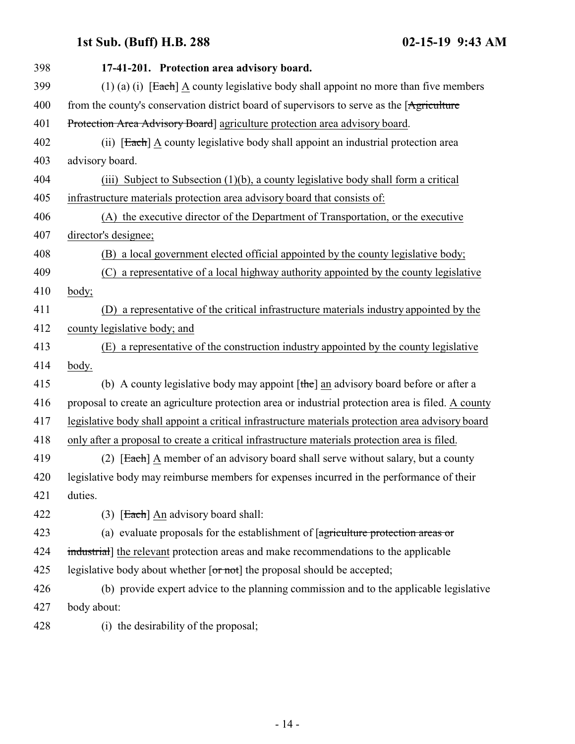**17-41-201. Protection area advisory board.**

(1) (a) (i) [~~Each~~] A county legislative body shall appoint no more than five members from the county's conservation district board of supervisors to serve as the [~~Agriculture Protection Area Advisory Board~~] agriculture protection area advisory board.

(ii) [~~Each~~] A county legislative body shall appoint an industrial protection area advisory board.

(iii) Subject to Subsection (1)(b), a county legislative body shall form a critical infrastructure materials protection area advisory board that consists of:

(A) the executive director of the Department of Transportation, or the executive director's designee;

(B) a local government elected official appointed by the county legislative body;

(C) a representative of a local highway authority appointed by the county legislative body;

(D) a representative of the critical infrastructure materials industry appointed by the county legislative body; and

(E) a representative of the construction industry appointed by the county legislative body.

(b) A county legislative body may appoint [~~the~~] an advisory board before or after a proposal to create an agriculture protection area or industrial protection area is filed. A county legislative body shall appoint a critical infrastructure materials protection area advisory board only after a proposal to create a critical infrastructure materials protection area is filed.

(2) [~~Each~~] A member of an advisory board shall serve without salary, but a county legislative body may reimburse members for expenses incurred in the performance of their duties.

(3) [~~Each~~] An advisory board shall:

(a) evaluate proposals for the establishment of [~~agriculture protection areas or industrial~~] the relevant protection areas and make recommendations to the applicable legislative body about whether [~~or not~~] the proposal should be accepted;

(b) provide expert advice to the planning commission and to the applicable legislative body about:

(i) the desirability of the proposal;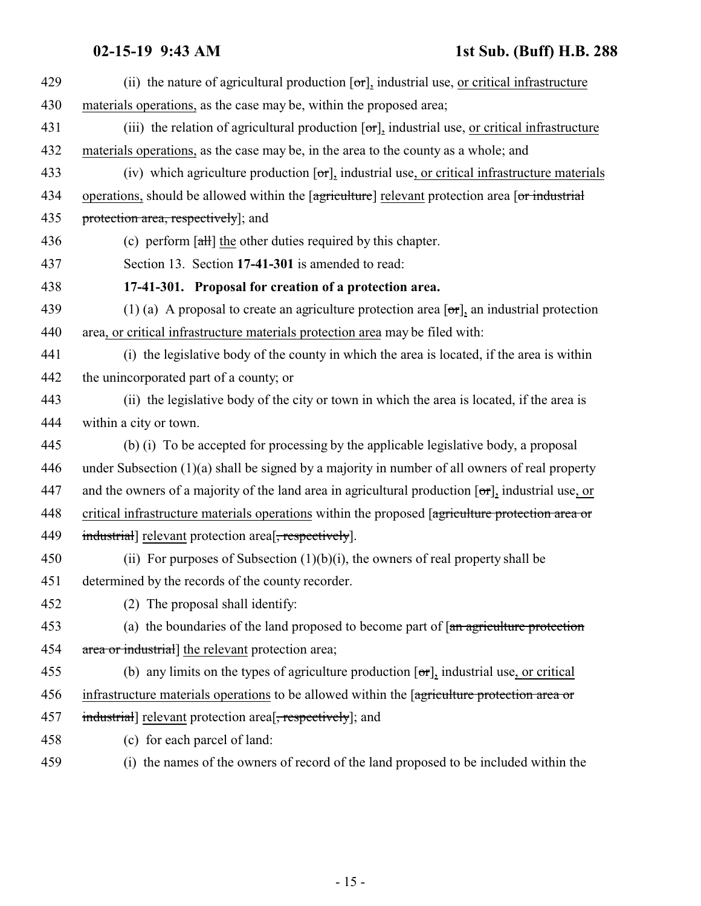429 (ii) the nature of agricultural production [~~or~~], industrial use, <u>or critical infrastructure</u>
430 <u>materials operations,</u> as the case may be, within the proposed area;
431 (iii) the relation of agricultural production [~~or~~], industrial use, <u>or critical infrastructure</u>
432 <u>materials operations,</u> as the case may be, in the area to the county as a whole; and
433 (iv) which agriculture production [~~or~~], industrial use<u>, or critical infrastructure materials</u>
434 <u>operations,</u> should be allowed within the [~~agriculture~~] <u>relevant</u> protection area [~~or industrial~~
435 ~~protection area, respectively~~]; and
436 (c) perform [~~all~~] <u>the</u> other duties required by this chapter.
437 Section 13. Section **17-41-301** is amended to read:
438 **17-41-301. Proposal for creation of a protection area.**
439 (1) (a) A proposal to create an agriculture protection area [~~or~~], an industrial protection
440 area<u>, or critical infrastructure materials protection area</u> may be filed with:
441 (i) the legislative body of the county in which the area is located, if the area is within
442 the unincorporated part of a county; or
443 (ii) the legislative body of the city or town in which the area is located, if the area is
444 within a city or town.
445 (b) (i) To be accepted for processing by the applicable legislative body, a proposal
446 under Subsection (1)(a) shall be signed by a majority in number of all owners of real property
447 and the owners of a majority of the land area in agricultural production [~~or~~], industrial use<u>, or</u>
448 <u>critical infrastructure materials operations</u> within the proposed [~~agriculture protection area or~~
449 ~~industrial~~] <u>relevant</u> protection area[~~, respectively~~].
450 (ii) For purposes of Subsection (1)(b)(i), the owners of real property shall be
451 determined by the records of the county recorder.
452 (2) The proposal shall identify:
453 (a) the boundaries of the land proposed to become part of [~~an agriculture protection~~
454 ~~area or industrial~~] <u>the relevant</u> protection area;
455 (b) any limits on the types of agriculture production [~~or~~], industrial use<u>, or critical</u>
456 <u>infrastructure materials operations</u> to be allowed within the [~~agriculture protection area or~~
457 ~~industrial~~] <u>relevant</u> protection area[~~, respectively~~]; and
458 (c) for each parcel of land:
459 (i) the names of the owners of record of the land proposed to be included within the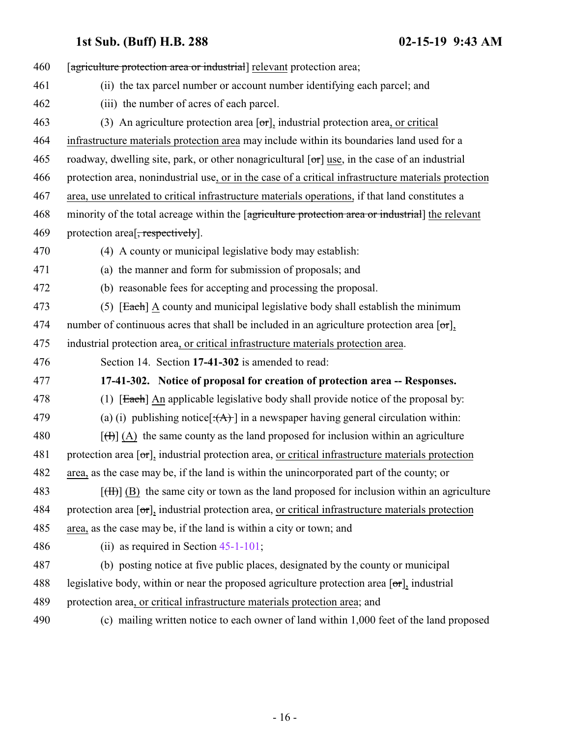460 [agriculture protection area or industrial] relevant protection area;

461 (ii) the tax parcel number or account number identifying each parcel; and

462 (iii) the number of acres of each parcel.

463 (3) An agriculture protection area [or], industrial protection area, or critical

464 infrastructure materials protection area may include within its boundaries land used for a

465 roadway, dwelling site, park, or other nonagricultural [or] use, in the case of an industrial

466 protection area, nonindustrial use, or in the case of a critical infrastructure materials protection

467 area, use unrelated to critical infrastructure materials operations, if that land constitutes a

468 minority of the total acreage within the [agriculture protection area or industrial] the relevant

469 protection area[, respectively].

470 (4) A county or municipal legislative body may establish:

471 (a) the manner and form for submission of proposals; and

472 (b) reasonable fees for accepting and processing the proposal.

473 (5) [Each] A county and municipal legislative body shall establish the minimum

474 number of continuous acres that shall be included in an agriculture protection area [or],

475 industrial protection area, or critical infrastructure materials protection area.

476 Section 14. Section **17-41-302** is amended to read:

477 **17-41-302. Notice of proposal for creation of protection area -- Responses.**

478 (1) [Each] An applicable legislative body shall provide notice of the proposal by:

479 (a) (i) publishing notice[:(A) ] in a newspaper having general circulation within:

480 [(I)] (A) the same county as the land proposed for inclusion within an agriculture

481 protection area [or], industrial protection area, or critical infrastructure materials protection

482 area, as the case may be, if the land is within the unincorporated part of the county; or

483 [(II)] (B) the same city or town as the land proposed for inclusion within an agriculture

484 protection area [or], industrial protection area, or critical infrastructure materials protection

485 area, as the case may be, if the land is within a city or town; and

486 (ii) as required in Section 45-1-101;

487 (b) posting notice at five public places, designated by the county or municipal

488 legislative body, within or near the proposed agriculture protection area [or], industrial

489 protection area, or critical infrastructure materials protection area; and

490 (c) mailing written notice to each owner of land within 1,000 feet of the land proposed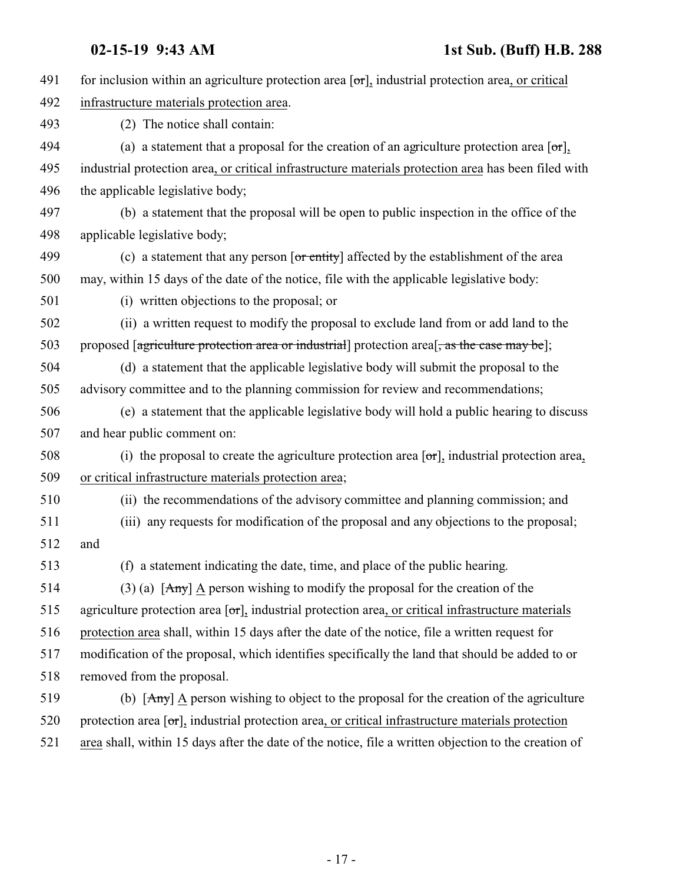491 for inclusion within an agriculture protection area [~~or~~], industrial protection area, or critical
492 infrastructure materials protection area.

493 (2) The notice shall contain:

494 (a) a statement that a proposal for the creation of an agriculture protection area [~~or~~],
495 industrial protection area, or critical infrastructure materials protection area has been filed with
496 the applicable legislative body;

497 (b) a statement that the proposal will be open to public inspection in the office of the
498 applicable legislative body;

499 (c) a statement that any person [~~or entity~~] affected by the establishment of the area
500 may, within 15 days of the date of the notice, file with the applicable legislative body:

501 (i) written objections to the proposal; or

502 (ii) a written request to modify the proposal to exclude land from or add land to the
503 proposed [~~agriculture protection area or industrial~~] protection area[~~, as the case may be~~];

504 (d) a statement that the applicable legislative body will submit the proposal to the
505 advisory committee and to the planning commission for review and recommendations;

506 (e) a statement that the applicable legislative body will hold a public hearing to discuss
507 and hear public comment on:

508 (i) the proposal to create the agriculture protection area [~~or~~], industrial protection area,
509 or critical infrastructure materials protection area;

510 (ii) the recommendations of the advisory committee and planning commission; and

511 (iii) any requests for modification of the proposal and any objections to the proposal;
512 and

513 (f) a statement indicating the date, time, and place of the public hearing.

514 (3) (a) [~~Any~~] A person wishing to modify the proposal for the creation of the
515 agriculture protection area [~~or~~], industrial protection area, or critical infrastructure materials
516 protection area shall, within 15 days after the date of the notice, file a written request for
517 modification of the proposal, which identifies specifically the land that should be added to or
518 removed from the proposal.

519 (b) [~~Any~~] A person wishing to object to the proposal for the creation of the agriculture
520 protection area [~~or~~], industrial protection area, or critical infrastructure materials protection
521 area shall, within 15 days after the date of the notice, file a written objection to the creation of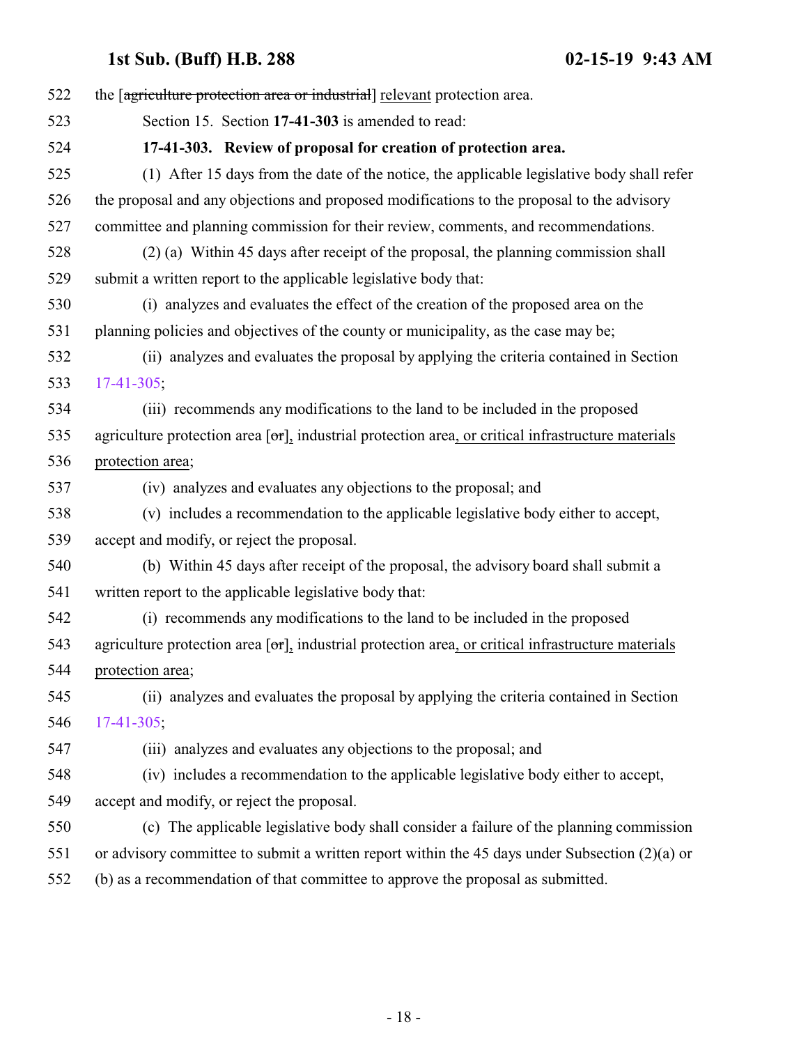the [~~agriculture protection area or industrial~~] relevant protection area.

Section 15. Section **17-41-303** is amended to read:

**17-41-303. Review of proposal for creation of protection area.**

(1) After 15 days from the date of the notice, the applicable legislative body shall refer the proposal and any objections and proposed modifications to the proposal to the advisory committee and planning commission for their review, comments, and recommendations.

(2) (a) Within 45 days after receipt of the proposal, the planning commission shall submit a written report to the applicable legislative body that:

(i) analyzes and evaluates the effect of the creation of the proposed area on the planning policies and objectives of the county or municipality, as the case may be;

(ii) analyzes and evaluates the proposal by applying the criteria contained in Section 17-41-305;

(iii) recommends any modifications to the land to be included in the proposed agriculture protection area [~~or~~], industrial protection area, or critical infrastructure materials protection area;

(iv) analyzes and evaluates any objections to the proposal; and

(v) includes a recommendation to the applicable legislative body either to accept, accept and modify, or reject the proposal.

(b) Within 45 days after receipt of the proposal, the advisory board shall submit a written report to the applicable legislative body that:

(i) recommends any modifications to the land to be included in the proposed agriculture protection area [~~or~~], industrial protection area, or critical infrastructure materials protection area;

(ii) analyzes and evaluates the proposal by applying the criteria contained in Section 17-41-305;

(iii) analyzes and evaluates any objections to the proposal; and

(iv) includes a recommendation to the applicable legislative body either to accept, accept and modify, or reject the proposal.

(c) The applicable legislative body shall consider a failure of the planning commission or advisory committee to submit a written report within the 45 days under Subsection (2)(a) or (b) as a recommendation of that committee to approve the proposal as submitted.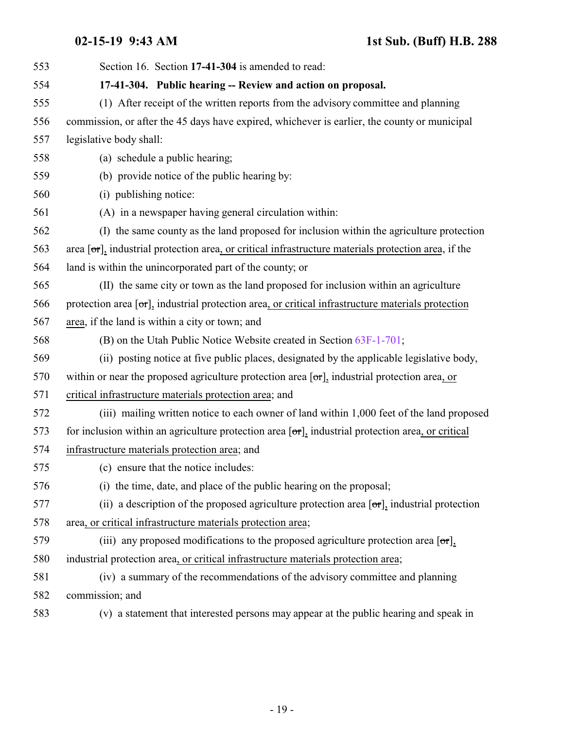Section 16. Section **17-41-304** is amended to read:

**17-41-304. Public hearing -- Review and action on proposal.**

(1) After receipt of the written reports from the advisory committee and planning commission, or after the 45 days have expired, whichever is earlier, the county or municipal legislative body shall:

(a) schedule a public hearing;

(b) provide notice of the public hearing by:

(i) publishing notice:

(A) in a newspaper having general circulation within:

(I) the same county as the land proposed for inclusion within the agriculture protection area [~~or~~], industrial protection area, or critical infrastructure materials protection area, if the land is within the unincorporated part of the county; or

(II) the same city or town as the land proposed for inclusion within an agriculture protection area [~~or~~], industrial protection area, or critical infrastructure materials protection area, if the land is within a city or town; and

(B) on the Utah Public Notice Website created in Section 63F-1-701;

(ii) posting notice at five public places, designated by the applicable legislative body, within or near the proposed agriculture protection area [~~or~~], industrial protection area, or critical infrastructure materials protection area; and

(iii) mailing written notice to each owner of land within 1,000 feet of the land proposed for inclusion within an agriculture protection area [~~or~~], industrial protection area, or critical infrastructure materials protection area; and

(c) ensure that the notice includes:

(i) the time, date, and place of the public hearing on the proposal;

(ii) a description of the proposed agriculture protection area [~~or~~], industrial protection area, or critical infrastructure materials protection area;

(iii) any proposed modifications to the proposed agriculture protection area [~~or~~], industrial protection area, or critical infrastructure materials protection area;

(iv) a summary of the recommendations of the advisory committee and planning commission; and

(v) a statement that interested persons may appear at the public hearing and speak in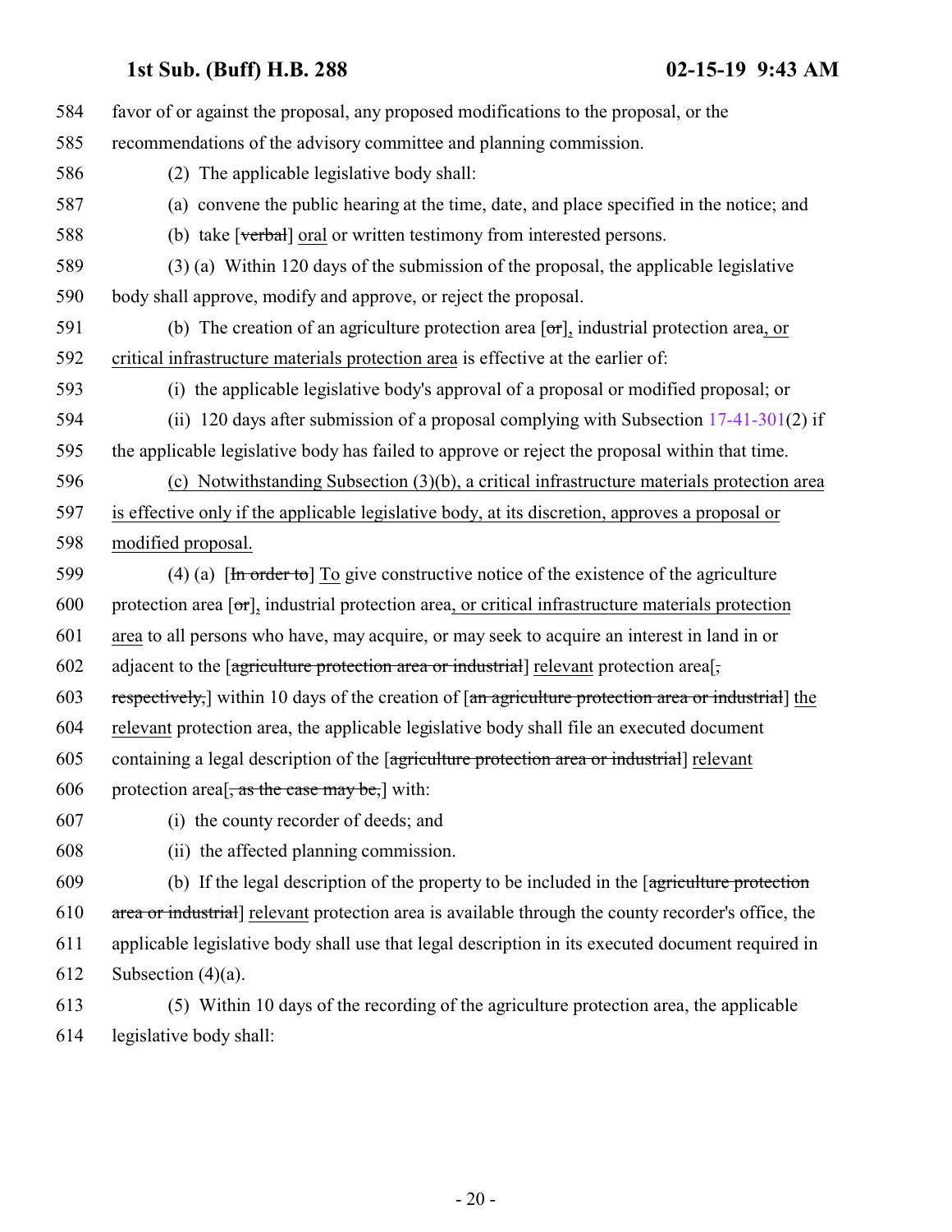584 favor of or against the proposal, any proposed modifications to the proposal, or the
585 recommendations of the advisory committee and planning commission.

586 (2) The applicable legislative body shall:

587 (a) convene the public hearing at the time, date, and place specified in the notice; and

588 (b) take [~~verbal~~] oral or written testimony from interested persons.

589 (3) (a) Within 120 days of the submission of the proposal, the applicable legislative
590 body shall approve, modify and approve, or reject the proposal.

591 (b) The creation of an agriculture protection area [~~or~~], industrial protection area, or
592 critical infrastructure materials protection area is effective at the earlier of:

593 (i) the applicable legislative body's approval of a proposal or modified proposal; or

594 (ii) 120 days after submission of a proposal complying with Subsection 17-41-301(2) if
595 the applicable legislative body has failed to approve or reject the proposal within that time.

596 (c) Notwithstanding Subsection (3)(b), a critical infrastructure materials protection area
597 is effective only if the applicable legislative body, at its discretion, approves a proposal or
598 modified proposal.

599 (4) (a) [~~In order to~~] To give constructive notice of the existence of the agriculture
600 protection area [~~or~~], industrial protection area, or critical infrastructure materials protection
601 area to all persons who have, may acquire, or may seek to acquire an interest in land in or
602 adjacent to the [~~agriculture protection area or industrial~~] relevant protection area[~~,~~
603 ~~respectively,~~] within 10 days of the creation of [~~an agriculture protection area or industrial~~] the
604 relevant protection area, the applicable legislative body shall file an executed document
605 containing a legal description of the [~~agriculture protection area or industrial~~] relevant
606 protection area[~~, as the case may be,~~] with:

607 (i) the county recorder of deeds; and

608 (ii) the affected planning commission.

609 (b) If the legal description of the property to be included in the [~~agriculture protection~~
610 ~~area or industrial~~] relevant protection area is available through the county recorder's office, the
611 applicable legislative body shall use that legal description in its executed document required in
612 Subsection (4)(a).

613 (5) Within 10 days of the recording of the agriculture protection area, the applicable
614 legislative body shall: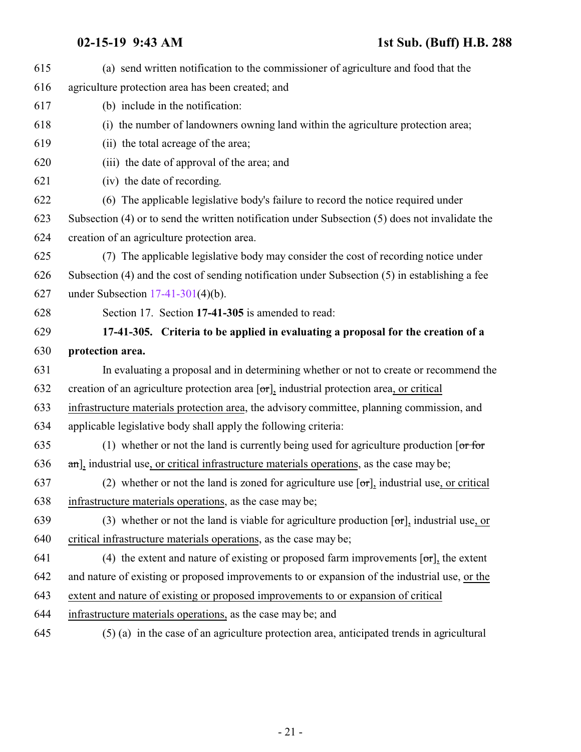615 (a) send written notification to the commissioner of agriculture and food that the
616 agriculture protection area has been created; and
617 (b) include in the notification:
618 (i) the number of landowners owning land within the agriculture protection area;
619 (ii) the total acreage of the area;
620 (iii) the date of approval of the area; and
621 (iv) the date of recording.
622 (6) The applicable legislative body's failure to record the notice required under
623 Subsection (4) or to send the written notification under Subsection (5) does not invalidate the
624 creation of an agriculture protection area.
625 (7) The applicable legislative body may consider the cost of recording notice under
626 Subsection (4) and the cost of sending notification under Subsection (5) in establishing a fee
627 under Subsection 17-41-301(4)(b).
628 Section 17. Section **17-41-305** is amended to read:
629 **17-41-305. Criteria to be applied in evaluating a proposal for the creation of a**
630 **protection area.**
631 In evaluating a proposal and in determining whether or not to create or recommend the
632 creation of an agriculture protection area [~~or~~], industrial protection area, or critical
633 infrastructure materials protection area, the advisory committee, planning commission, and
634 applicable legislative body shall apply the following criteria:
635 (1) whether or not the land is currently being used for agriculture production [~~or for~~
636 ~~an~~], industrial use, or critical infrastructure materials operations, as the case may be;
637 (2) whether or not the land is zoned for agriculture use [~~or~~], industrial use, or critical
638 infrastructure materials operations, as the case may be;
639 (3) whether or not the land is viable for agriculture production [~~or~~], industrial use, or
640 critical infrastructure materials operations, as the case may be;
641 (4) the extent and nature of existing or proposed farm improvements [~~or~~], the extent
642 and nature of existing or proposed improvements to or expansion of the industrial use, or the
643 extent and nature of existing or proposed improvements to or expansion of critical
644 infrastructure materials operations, as the case may be; and
645 (5) (a) in the case of an agriculture protection area, anticipated trends in agricultural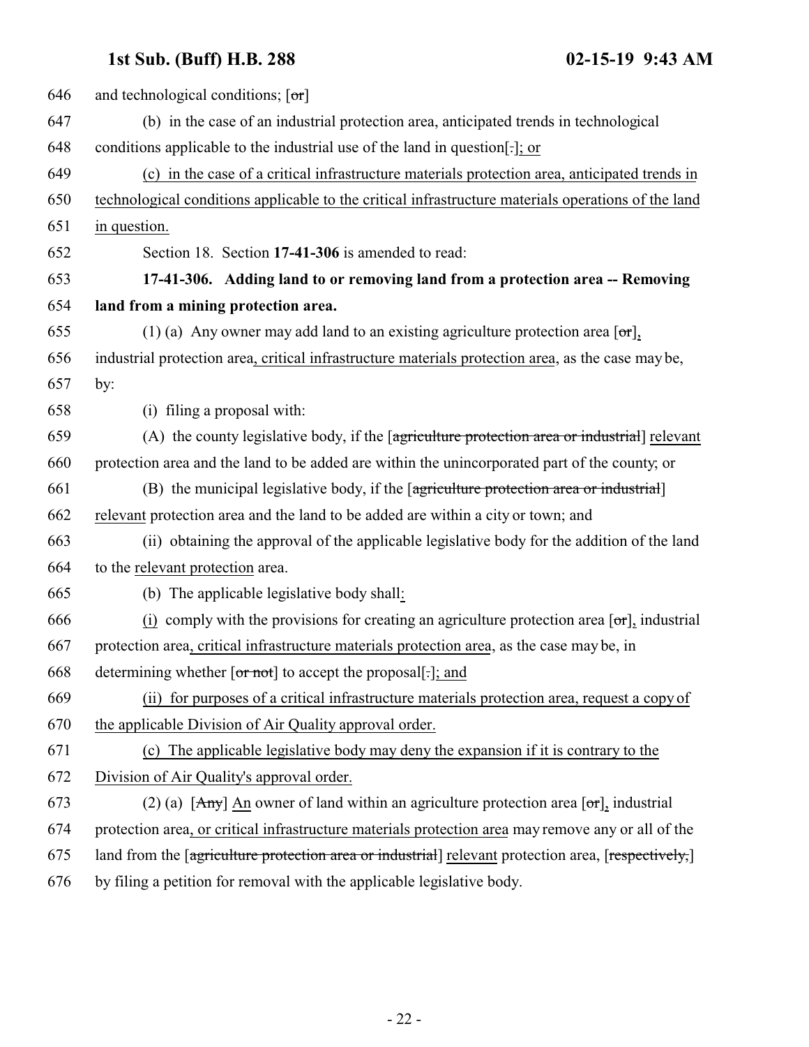646 and technological conditions; [or]

647 (b) in the case of an industrial protection area, anticipated trends in technological

648 conditions applicable to the industrial use of the land in question[.]; or

649 (c) in the case of a critical infrastructure materials protection area, anticipated trends in

650 technological conditions applicable to the critical infrastructure materials operations of the land

651 in question.

652 Section 18. Section **17-41-306** is amended to read:

653 **17-41-306. Adding land to or removing land from a protection area -- Removing**

654 **land from a mining protection area.**

655 (1) (a) Any owner may add land to an existing agriculture protection area [or],

656 industrial protection area, critical infrastructure materials protection area, as the case may be,

657 by:

658 (i) filing a proposal with:

659 (A) the county legislative body, if the [agriculture protection area or industrial] relevant

660 protection area and the land to be added are within the unincorporated part of the county; or

661 (B) the municipal legislative body, if the [agriculture protection area or industrial]

662 relevant protection area and the land to be added are within a city or town; and

663 (ii) obtaining the approval of the applicable legislative body for the addition of the land

664 to the relevant protection area.

665 (b) The applicable legislative body shall:

666 (i) comply with the provisions for creating an agriculture protection area [or], industrial

667 protection area, critical infrastructure materials protection area, as the case may be, in

668 determining whether [or not] to accept the proposal[.]; and

669 (ii) for purposes of a critical infrastructure materials protection area, request a copy of

670 the applicable Division of Air Quality approval order.

671 (c) The applicable legislative body may deny the expansion if it is contrary to the

672 Division of Air Quality's approval order.

673 (2) (a) [Any] An owner of land within an agriculture protection area [or], industrial

674 protection area, or critical infrastructure materials protection area may remove any or all of the

675 land from the [agriculture protection area or industrial] relevant protection area, [respectively,]

676 by filing a petition for removal with the applicable legislative body.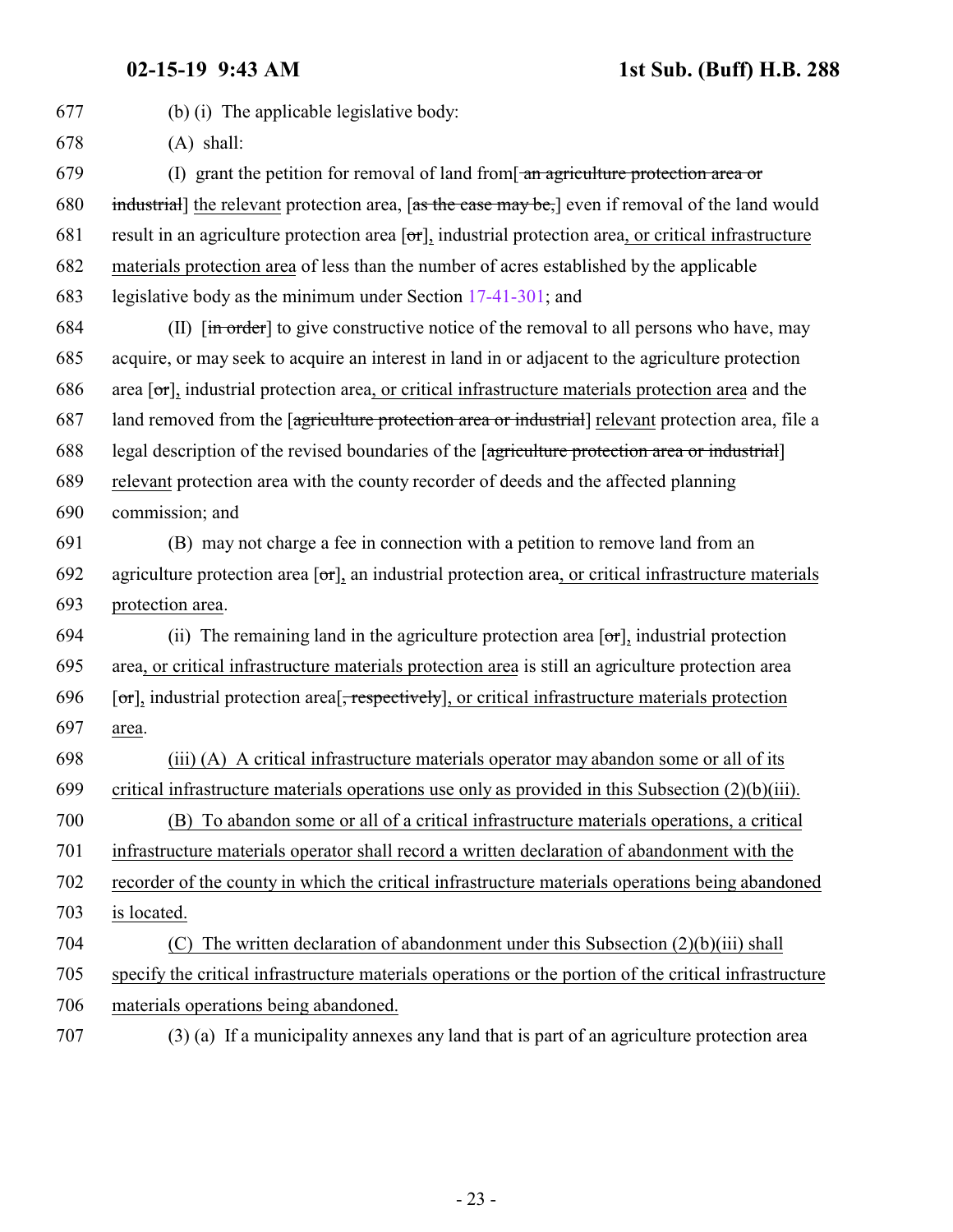677 (b) (i) The applicable legislative body:

678 (A) shall:

679 (I) grant the petition for removal of land from[ an agriculture protection area or

680 industrial] the relevant protection area, [as the case may be,] even if removal of the land would

681 result in an agriculture protection area [or], industrial protection area, or critical infrastructure

682 materials protection area of less than the number of acres established by the applicable

683 legislative body as the minimum under Section 17-41-301; and

684 (II) [in order] to give constructive notice of the removal to all persons who have, may

685 acquire, or may seek to acquire an interest in land in or adjacent to the agriculture protection

686 area [or], industrial protection area, or critical infrastructure materials protection area and the

687 land removed from the [agriculture protection area or industrial] relevant protection area, file a

688 legal description of the revised boundaries of the [agriculture protection area or industrial]

689 relevant protection area with the county recorder of deeds and the affected planning

690 commission; and

691 (B) may not charge a fee in connection with a petition to remove land from an

692 agriculture protection area [or], an industrial protection area, or critical infrastructure materials

693 protection area.

694 (ii) The remaining land in the agriculture protection area [or], industrial protection

695 area, or critical infrastructure materials protection area is still an agriculture protection area

696 [or], industrial protection area[, respectively], or critical infrastructure materials protection

697 area.

698 (iii) (A) A critical infrastructure materials operator may abandon some or all of its

699 critical infrastructure materials operations use only as provided in this Subsection (2)(b)(iii).

700 (B) To abandon some or all of a critical infrastructure materials operations, a critical

701 infrastructure materials operator shall record a written declaration of abandonment with the

702 recorder of the county in which the critical infrastructure materials operations being abandoned

703 is located.

704 (C) The written declaration of abandonment under this Subsection (2)(b)(iii) shall

705 specify the critical infrastructure materials operations or the portion of the critical infrastructure

706 materials operations being abandoned.

707 (3) (a) If a municipality annexes any land that is part of an agriculture protection area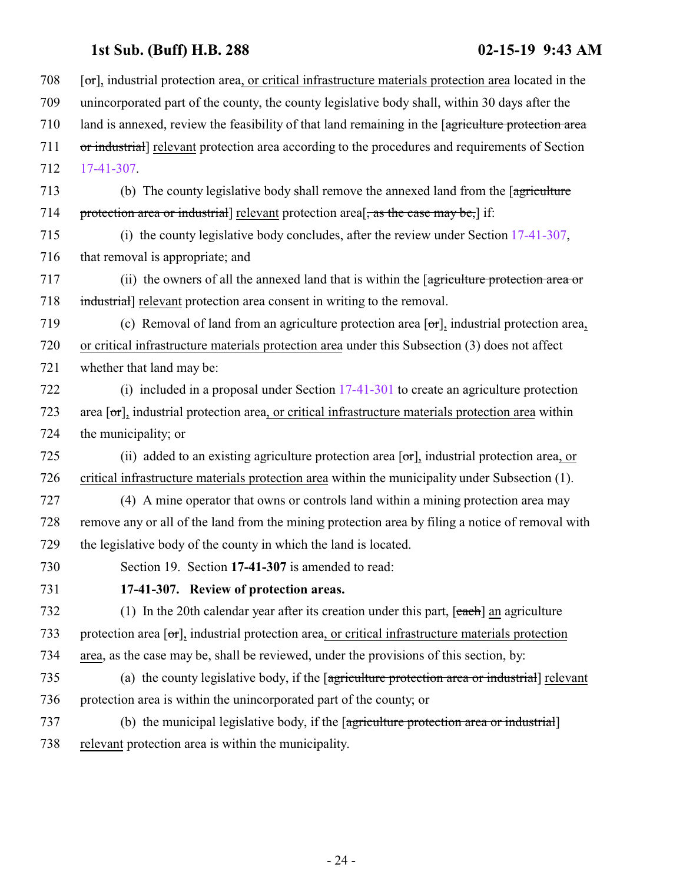708 [~~or~~], industrial protection area, <u>or critical infrastructure materials protection area</u> located in the
709 unincorporated part of the county, the county legislative body shall, within 30 days after the
710 land is annexed, review the feasibility of that land remaining in the [~~agriculture protection area~~
711 ~~or industrial~~] <u>relevant</u> protection area according to the procedures and requirements of Section
712 17-41-307.

713 (b) The county legislative body shall remove the annexed land from the [~~agriculture~~
714 ~~protection area or industrial~~] <u>relevant</u> protection area[~~, as the case may be,~~] if:

715 (i) the county legislative body concludes, after the review under Section 17-41-307,
716 that removal is appropriate; and

717 (ii) the owners of all the annexed land that is within the [~~agriculture protection area or~~
718 ~~industrial~~] <u>relevant</u> protection area consent in writing to the removal.

719 (c) Removal of land from an agriculture protection area [~~or~~], industrial protection area<u>,</u>
720 <u>or critical infrastructure materials protection area</u> under this Subsection (3) does not affect
721 whether that land may be:

722 (i) included in a proposal under Section 17-41-301 to create an agriculture protection
723 area [~~or~~], industrial protection area<u>, or critical infrastructure materials protection area</u> within
724 the municipality; or

725 (ii) added to an existing agriculture protection area [~~or~~], industrial protection area<u>, or</u>
726 <u>critical infrastructure materials protection area</u> within the municipality under Subsection (1).

727 (4) A mine operator that owns or controls land within a mining protection area may
728 remove any or all of the land from the mining protection area by filing a notice of removal with
729 the legislative body of the county in which the land is located.

730 Section 19. Section **17-41-307** is amended to read:

731 **17-41-307. Review of protection areas.**

732 (1) In the 20th calendar year after its creation under this part, [~~each~~] <u>an</u> agriculture
733 protection area [~~or~~], industrial protection area<u>, or critical infrastructure materials protection</u>
734 <u>area</u>, as the case may be, shall be reviewed, under the provisions of this section, by:

735 (a) the county legislative body, if the [~~agriculture protection area or industrial~~] <u>relevant</u>
736 protection area is within the unincorporated part of the county; or

737 (b) the municipal legislative body, if the [~~agriculture protection area or industrial~~]
738 <u>relevant</u> protection area is within the municipality.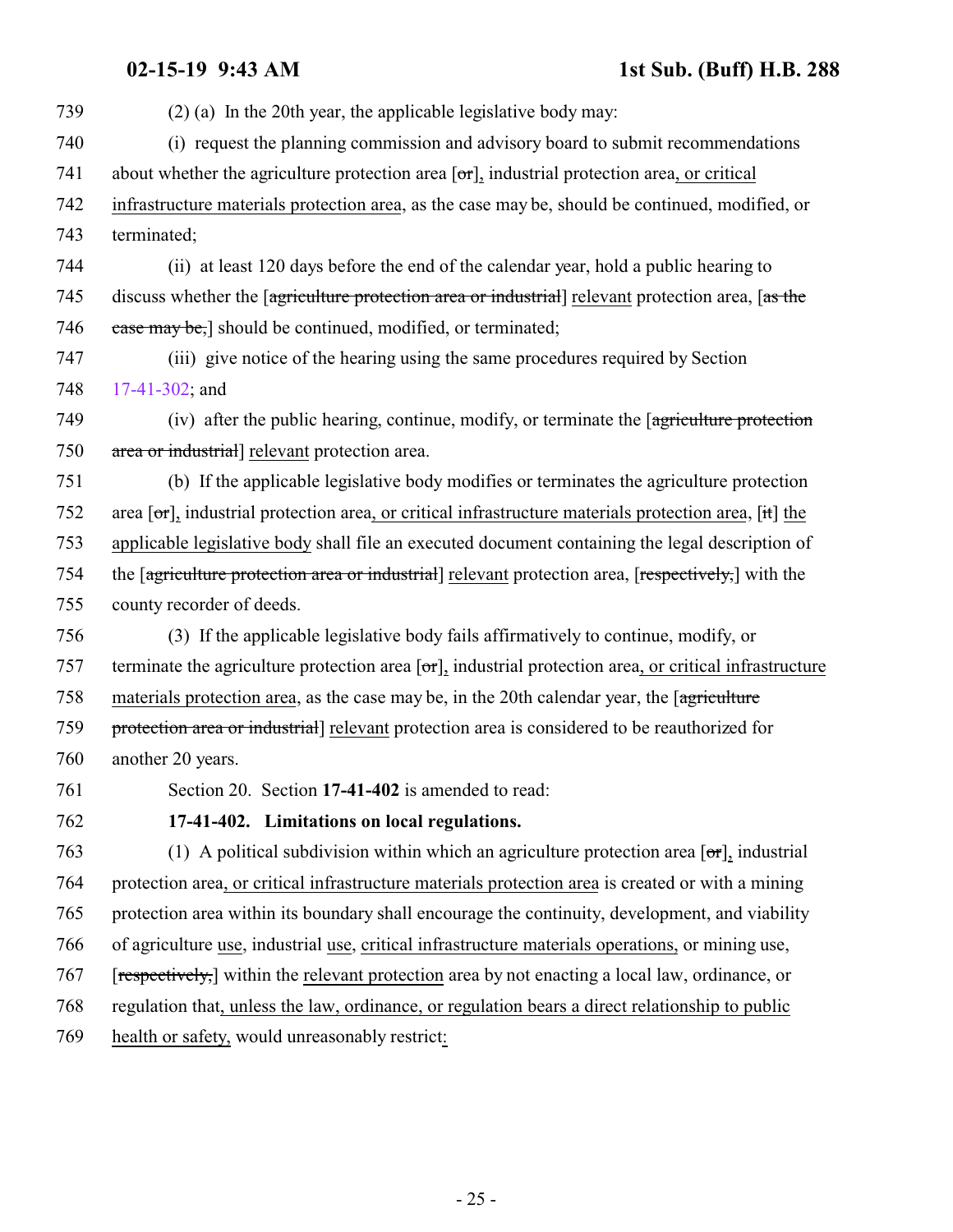(2) (a) In the 20th year, the applicable legislative body may:

(i) request the planning commission and advisory board to submit recommendations about whether the agriculture protection area [~~or~~], industrial protection area, or critical infrastructure materials protection area, as the case may be, should be continued, modified, or terminated;

(ii) at least 120 days before the end of the calendar year, hold a public hearing to discuss whether the [~~agriculture protection area or industrial~~] relevant protection area, [~~as the case may be,~~] should be continued, modified, or terminated;

(iii) give notice of the hearing using the same procedures required by Section 17-41-302; and

(iv) after the public hearing, continue, modify, or terminate the [~~agriculture protection area or industrial~~] relevant protection area.

(b) If the applicable legislative body modifies or terminates the agriculture protection area [~~or~~], industrial protection area, or critical infrastructure materials protection area, [~~it~~] the applicable legislative body shall file an executed document containing the legal description of the [~~agriculture protection area or industrial~~] relevant protection area, [~~respectively,~~] with the county recorder of deeds.

(3) If the applicable legislative body fails affirmatively to continue, modify, or terminate the agriculture protection area [~~or~~], industrial protection area, or critical infrastructure materials protection area, as the case may be, in the 20th calendar year, the [~~agriculture protection area or industrial~~] relevant protection area is considered to be reauthorized for another 20 years.

Section 20. Section **17-41-402** is amended to read:

**17-41-402. Limitations on local regulations.**

(1) A political subdivision within which an agriculture protection area [~~or~~], industrial protection area, or critical infrastructure materials protection area is created or with a mining protection area within its boundary shall encourage the continuity, development, and viability of agriculture use, industrial use, critical infrastructure materials operations, or mining use, [~~respectively,~~] within the relevant protection area by not enacting a local law, ordinance, or regulation that, unless the law, ordinance, or regulation bears a direct relationship to public health or safety, would unreasonably restrict: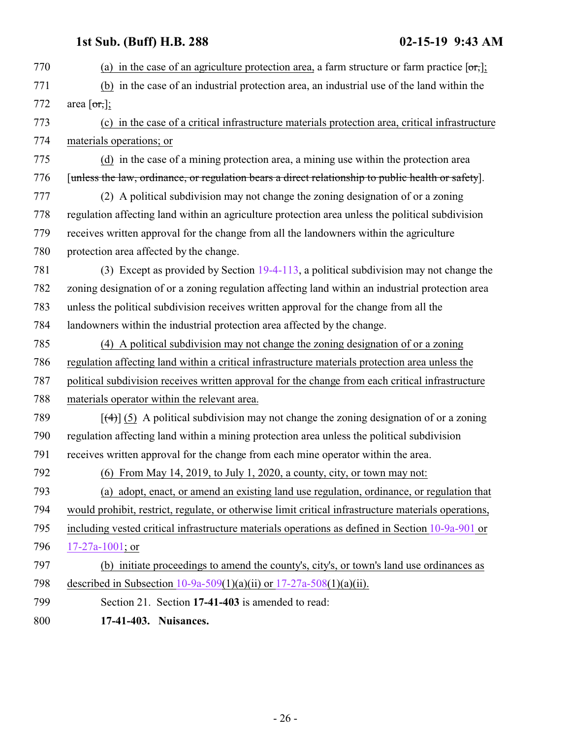770 (a) in the case of an agriculture protection area, a farm structure or farm practice [~~or,~~];

771 (b) in the case of an industrial protection area, an industrial use of the land within the

772 area [~~or,~~];

773 (c) in the case of a critical infrastructure materials protection area, critical infrastructure

774 materials operations; or

775 (d) in the case of a mining protection area, a mining use within the protection area

776 [~~unless the law, ordinance, or regulation bears a direct relationship to public health or safety~~].

777 (2) A political subdivision may not change the zoning designation of or a zoning

778 regulation affecting land within an agriculture protection area unless the political subdivision

779 receives written approval for the change from all the landowners within the agriculture

780 protection area affected by the change.

781 (3) Except as provided by Section 19-4-113, a political subdivision may not change the

782 zoning designation of or a zoning regulation affecting land within an industrial protection area

783 unless the political subdivision receives written approval for the change from all the

784 landowners within the industrial protection area affected by the change.

785 (4) A political subdivision may not change the zoning designation of or a zoning

786 regulation affecting land within a critical infrastructure materials protection area unless the

787 political subdivision receives written approval for the change from each critical infrastructure

788 materials operator within the relevant area.

789 [~~(4)~~] (5) A political subdivision may not change the zoning designation of or a zoning

790 regulation affecting land within a mining protection area unless the political subdivision

791 receives written approval for the change from each mine operator within the area.

792 (6) From May 14, 2019, to July 1, 2020, a county, city, or town may not:

793 (a) adopt, enact, or amend an existing land use regulation, ordinance, or regulation that

794 would prohibit, restrict, regulate, or otherwise limit critical infrastructure materials operations,

795 including vested critical infrastructure materials operations as defined in Section 10-9a-901 or

796 17-27a-1001; or

797 (b) initiate proceedings to amend the county's, city's, or town's land use ordinances as

798 described in Subsection 10-9a-509(1)(a)(ii) or 17-27a-508(1)(a)(ii).

799 Section 21. Section **17-41-403** is amended to read:

800 **17-41-403. Nuisances.**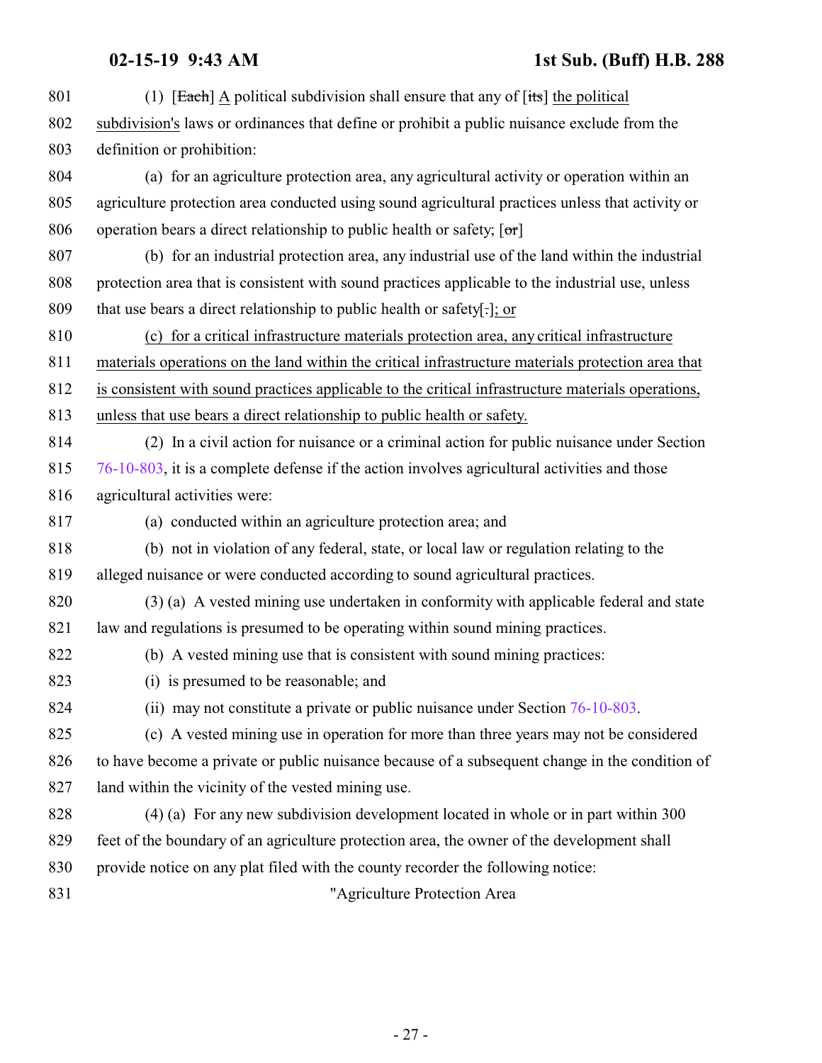(1) [~~Each~~] A political subdivision shall ensure that any of [~~its~~] the political subdivision's laws or ordinances that define or prohibit a public nuisance exclude from the definition or prohibition:

(a) for an agriculture protection area, any agricultural activity or operation within an agriculture protection area conducted using sound agricultural practices unless that activity or operation bears a direct relationship to public health or safety; [~~or~~]

(b) for an industrial protection area, any industrial use of the land within the industrial protection area that is consistent with sound practices applicable to the industrial use, unless that use bears a direct relationship to public health or safety[~~.~~]; or

(c) for a critical infrastructure materials protection area, any critical infrastructure materials operations on the land within the critical infrastructure materials protection area that is consistent with sound practices applicable to the critical infrastructure materials operations, unless that use bears a direct relationship to public health or safety.

(2) In a civil action for nuisance or a criminal action for public nuisance under Section 76-10-803, it is a complete defense if the action involves agricultural activities and those agricultural activities were:

(a) conducted within an agriculture protection area; and

(b) not in violation of any federal, state, or local law or regulation relating to the alleged nuisance or were conducted according to sound agricultural practices.

(3) (a) A vested mining use undertaken in conformity with applicable federal and state law and regulations is presumed to be operating within sound mining practices.

(b) A vested mining use that is consistent with sound mining practices:

(i) is presumed to be reasonable; and

(ii) may not constitute a private or public nuisance under Section 76-10-803.

(c) A vested mining use in operation for more than three years may not be considered to have become a private or public nuisance because of a subsequent change in the condition of land within the vicinity of the vested mining use.

(4) (a) For any new subdivision development located in whole or in part within 300 feet of the boundary of an agriculture protection area, the owner of the development shall provide notice on any plat filed with the county recorder the following notice:

"Agriculture Protection Area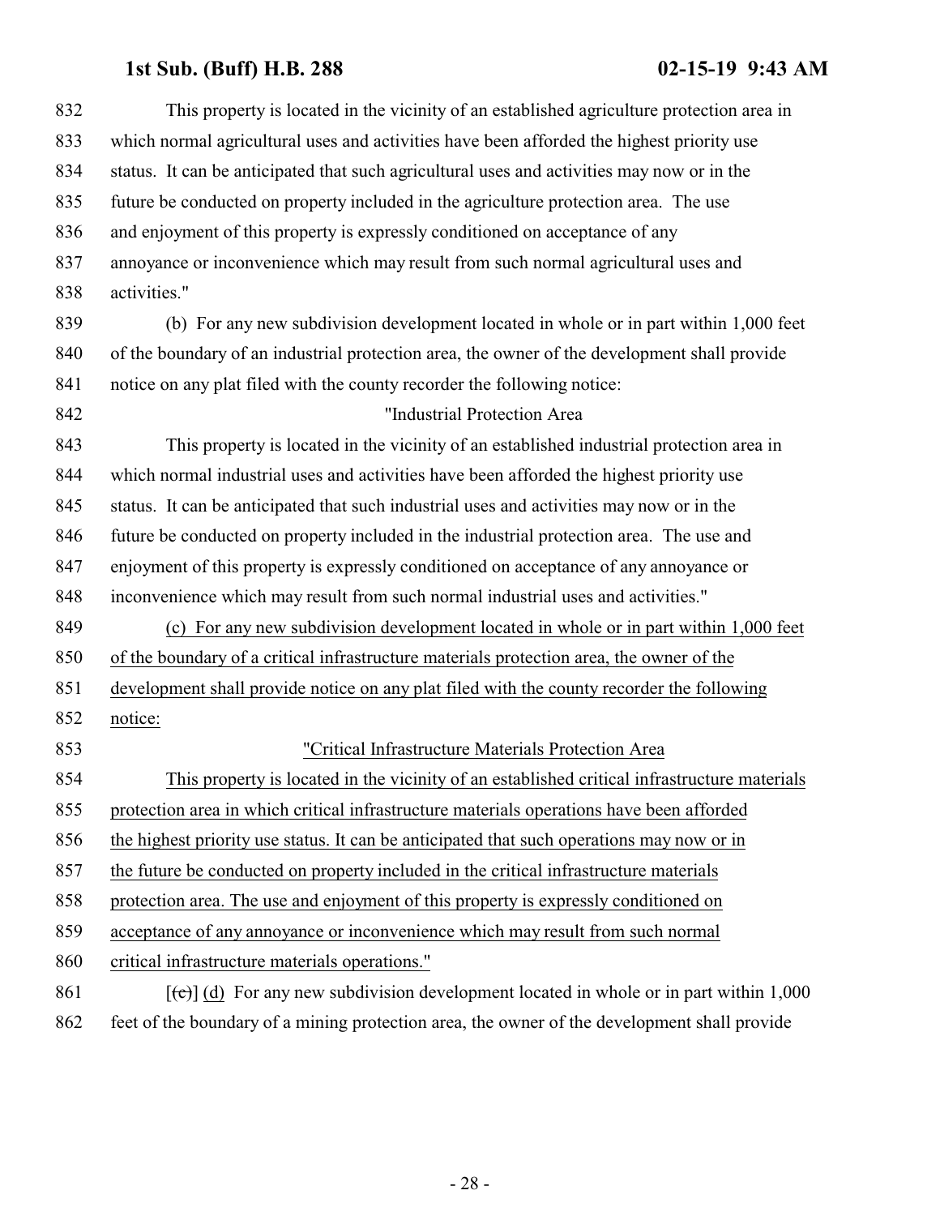This property is located in the vicinity of an established agriculture protection area in which normal agricultural uses and activities have been afforded the highest priority use status. It can be anticipated that such agricultural uses and activities may now or in the future be conducted on property included in the agriculture protection area. The use and enjoyment of this property is expressly conditioned on acceptance of any annoyance or inconvenience which may result from such normal agricultural uses and activities."

(b) For any new subdivision development located in whole or in part within 1,000 feet of the boundary of an industrial protection area, the owner of the development shall provide notice on any plat filed with the county recorder the following notice:

"Industrial Protection Area

This property is located in the vicinity of an established industrial protection area in which normal industrial uses and activities have been afforded the highest priority use status. It can be anticipated that such industrial uses and activities may now or in the future be conducted on property included in the industrial protection area. The use and enjoyment of this property is expressly conditioned on acceptance of any annoyance or inconvenience which may result from such normal industrial uses and activities."

(c) For any new subdivision development located in whole or in part within 1,000 feet of the boundary of a critical infrastructure materials protection area, the owner of the development shall provide notice on any plat filed with the county recorder the following notice:

"Critical Infrastructure Materials Protection Area

This property is located in the vicinity of an established critical infrastructure materials protection area in which critical infrastructure materials operations have been afforded the highest priority use status. It can be anticipated that such operations may now or in the future be conducted on property included in the critical infrastructure materials protection area. The use and enjoyment of this property is expressly conditioned on acceptance of any annoyance or inconvenience which may result from such normal critical infrastructure materials operations."

[~~(c)~~] (d) For any new subdivision development located in whole or in part within 1,000 feet of the boundary of a mining protection area, the owner of the development shall provide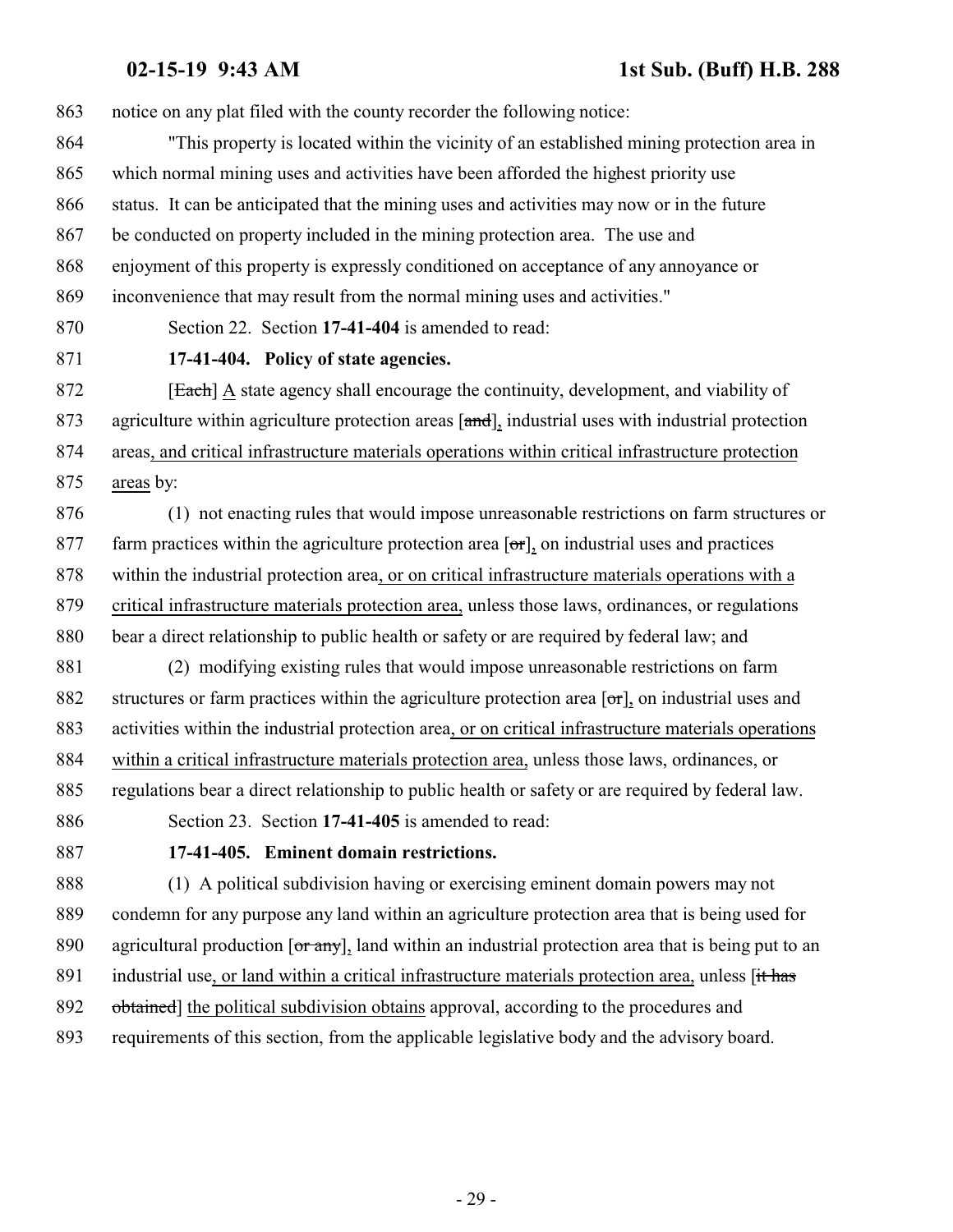863 notice on any plat filed with the county recorder the following notice:

864 "This property is located within the vicinity of an established mining protection area in
865 which normal mining uses and activities have been afforded the highest priority use
866 status. It can be anticipated that the mining uses and activities may now or in the future
867 be conducted on property included in the mining protection area. The use and
868 enjoyment of this property is expressly conditioned on acceptance of any annoyance or
869 inconvenience that may result from the normal mining uses and activities."

870 Section 22. Section **17-41-404** is amended to read:

871 **17-41-404. Policy of state agencies.**

872 [~~Each~~] <u>A</u> state agency shall encourage the continuity, development, and viability of
873 agriculture within agriculture protection areas [~~and~~]<u>,</u> industrial uses with industrial protection
874 areas<u>, and critical infrastructure materials operations within critical infrastructure protection</u>
875 <u>areas</u> by:

876 (1) not enacting rules that would impose unreasonable restrictions on farm structures or
877 farm practices within the agriculture protection area [~~or~~]<u>,</u> on industrial uses and practices
878 within the industrial protection area<u>, or on critical infrastructure materials operations with a</u>
879 <u>critical infrastructure materials protection area,</u> unless those laws, ordinances, or regulations
880 bear a direct relationship to public health or safety or are required by federal law; and

881 (2) modifying existing rules that would impose unreasonable restrictions on farm
882 structures or farm practices within the agriculture protection area [~~or~~]<u>,</u> on industrial uses and
883 activities within the industrial protection area<u>, or on critical infrastructure materials operations</u>
884 <u>within a critical infrastructure materials protection area,</u> unless those laws, ordinances, or
885 regulations bear a direct relationship to public health or safety or are required by federal law.

886 Section 23. Section **17-41-405** is amended to read:

887 **17-41-405. Eminent domain restrictions.**

888 (1) A political subdivision having or exercising eminent domain powers may not
889 condemn for any purpose any land within an agriculture protection area that is being used for
890 agricultural production [~~or any~~]<u>,</u> land within an industrial protection area that is being put to an
891 industrial use<u>, or land within a critical infrastructure materials protection area,</u> unless [~~it has~~
892 ~~obtained~~] <u>the political subdivision obtains</u> approval, according to the procedures and
893 requirements of this section, from the applicable legislative body and the advisory board.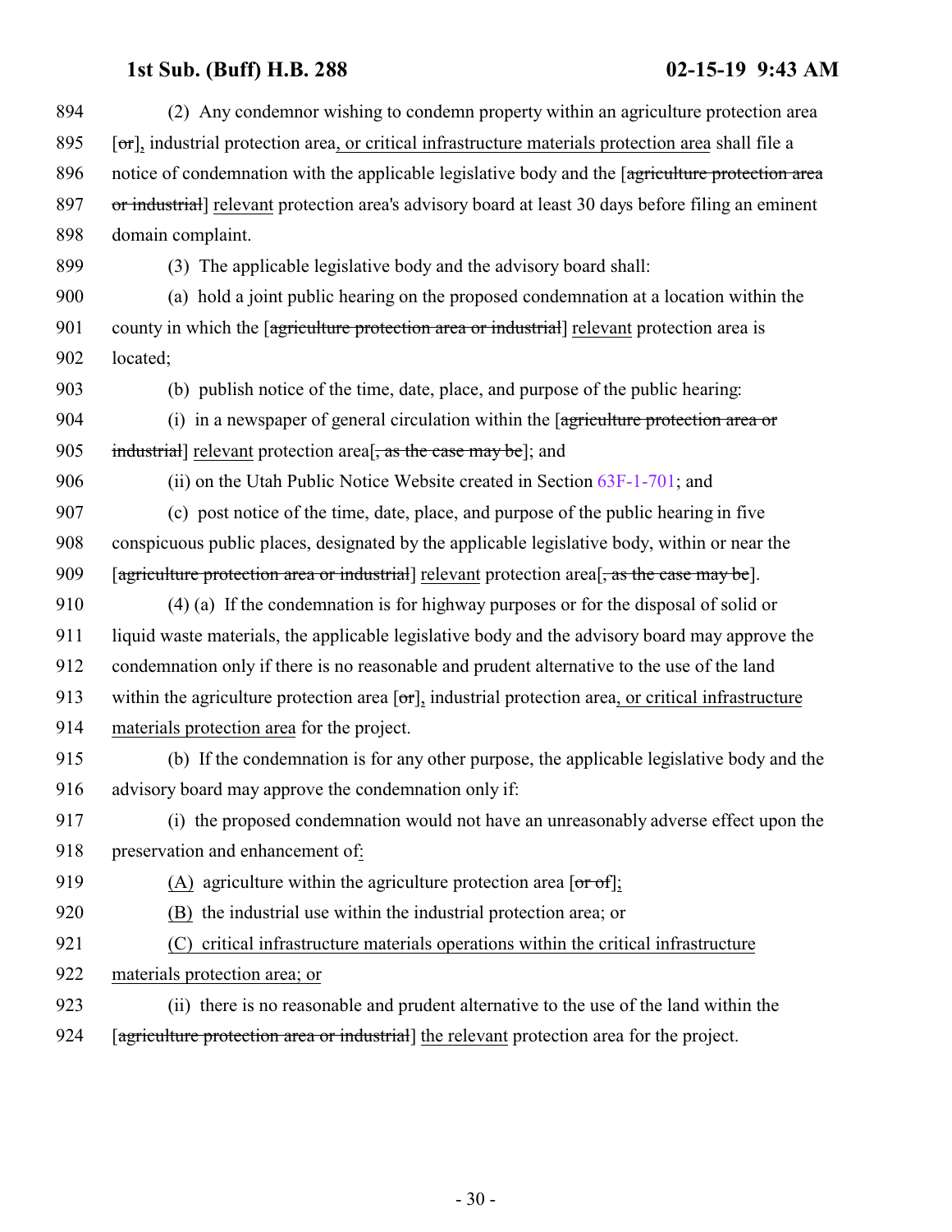894 (2) Any condemnor wishing to condemn property within an agriculture protection area
895 [~~or~~], industrial protection area, or critical infrastructure materials protection area shall file a
896 notice of condemnation with the applicable legislative body and the [~~agriculture protection area~~
897 ~~or industrial~~] relevant protection area's advisory board at least 30 days before filing an eminent
898 domain complaint.

899 (3) The applicable legislative body and the advisory board shall:

900 (a) hold a joint public hearing on the proposed condemnation at a location within the
901 county in which the [~~agriculture protection area or industrial~~] relevant protection area is
902 located;

903 (b) publish notice of the time, date, place, and purpose of the public hearing:

904 (i) in a newspaper of general circulation within the [~~agriculture protection area or~~
905 ~~industrial~~] relevant protection area[~~, as the case may be~~]; and

906 (ii) on the Utah Public Notice Website created in Section 63F-1-701; and

907 (c) post notice of the time, date, place, and purpose of the public hearing in five
908 conspicuous public places, designated by the applicable legislative body, within or near the
909 [~~agriculture protection area or industrial~~] relevant protection area[~~, as the case may be~~].

910 (4) (a) If the condemnation is for highway purposes or for the disposal of solid or
911 liquid waste materials, the applicable legislative body and the advisory board may approve the
912 condemnation only if there is no reasonable and prudent alternative to the use of the land
913 within the agriculture protection area [~~or~~], industrial protection area, or critical infrastructure
914 materials protection area for the project.

915 (b) If the condemnation is for any other purpose, the applicable legislative body and the
916 advisory board may approve the condemnation only if:

917 (i) the proposed condemnation would not have an unreasonably adverse effect upon the
918 preservation and enhancement of:

919 (A) agriculture within the agriculture protection area [~~or of~~];

920 (B) the industrial use within the industrial protection area; or

921 (C) critical infrastructure materials operations within the critical infrastructure
922 materials protection area; or

923 (ii) there is no reasonable and prudent alternative to the use of the land within the
924 [~~agriculture protection area or industrial~~] the relevant protection area for the project.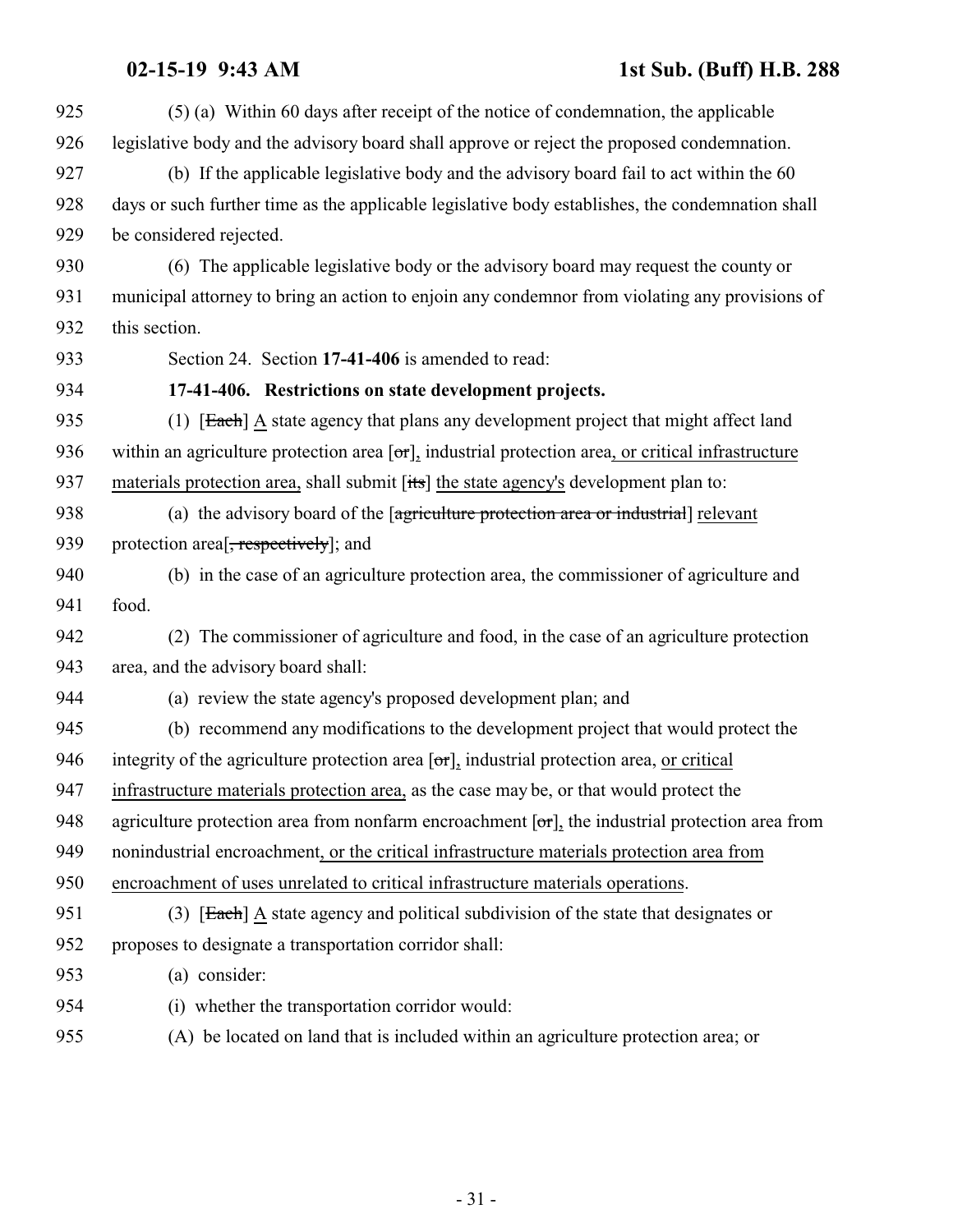(5) (a) Within 60 days after receipt of the notice of condemnation, the applicable legislative body and the advisory board shall approve or reject the proposed condemnation.

(b) If the applicable legislative body and the advisory board fail to act within the 60 days or such further time as the applicable legislative body establishes, the condemnation shall be considered rejected.

(6) The applicable legislative body or the advisory board may request the county or municipal attorney to bring an action to enjoin any condemnor from violating any provisions of this section.

Section 24. Section **17-41-406** is amended to read:

**17-41-406. Restrictions on state development projects.**

(1) [~~Each~~] A state agency that plans any development project that might affect land within an agriculture protection area [~~or~~], industrial protection area, or critical infrastructure materials protection area, shall submit [~~its~~] the state agency's development plan to:

(a) the advisory board of the [~~agriculture protection area or industrial~~] relevant protection area[~~, respectively~~]; and

(b) in the case of an agriculture protection area, the commissioner of agriculture and food.

(2) The commissioner of agriculture and food, in the case of an agriculture protection area, and the advisory board shall:

(a) review the state agency's proposed development plan; and

(b) recommend any modifications to the development project that would protect the integrity of the agriculture protection area [~~or~~], industrial protection area, or critical infrastructure materials protection area, as the case may be, or that would protect the agriculture protection area from nonfarm encroachment [~~or~~], the industrial protection area from nonindustrial encroachment, or the critical infrastructure materials protection area from encroachment of uses unrelated to critical infrastructure materials operations.

(3) [~~Each~~] A state agency and political subdivision of the state that designates or proposes to designate a transportation corridor shall:

(a) consider:

(i) whether the transportation corridor would:

(A) be located on land that is included within an agriculture protection area; or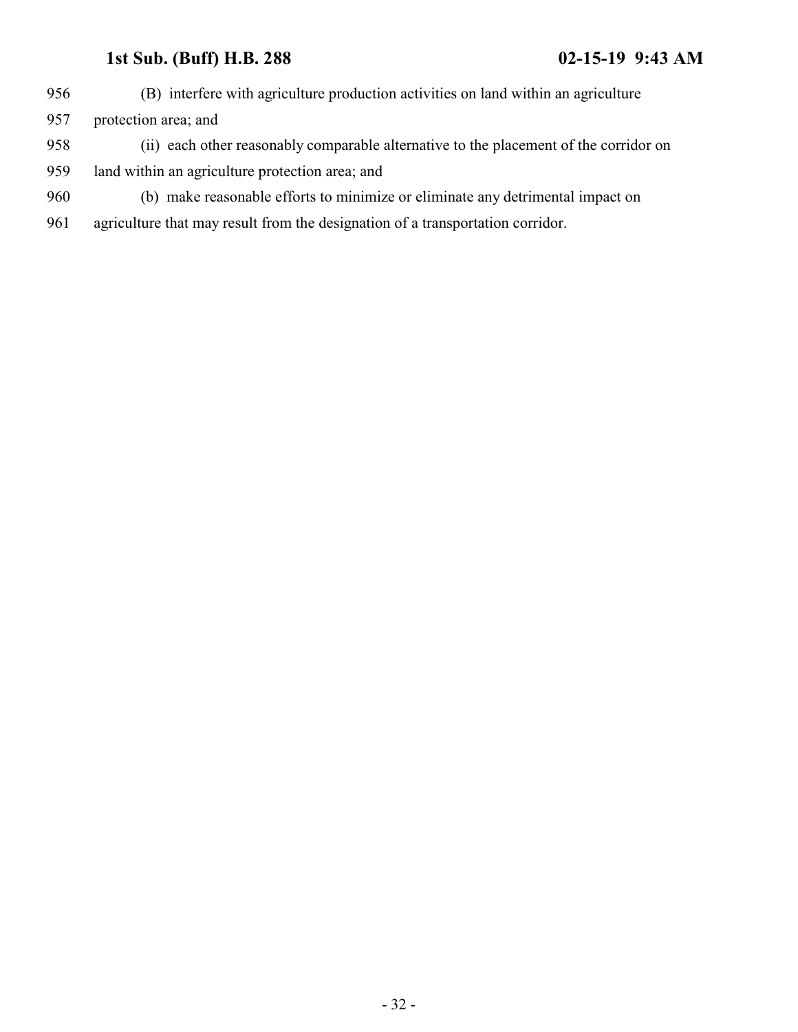(B) interfere with agriculture production activities on land within an agriculture protection area; and

(ii) each other reasonably comparable alternative to the placement of the corridor on land within an agriculture protection area; and

(b) make reasonable efforts to minimize or eliminate any detrimental impact on agriculture that may result from the designation of a transportation corridor.